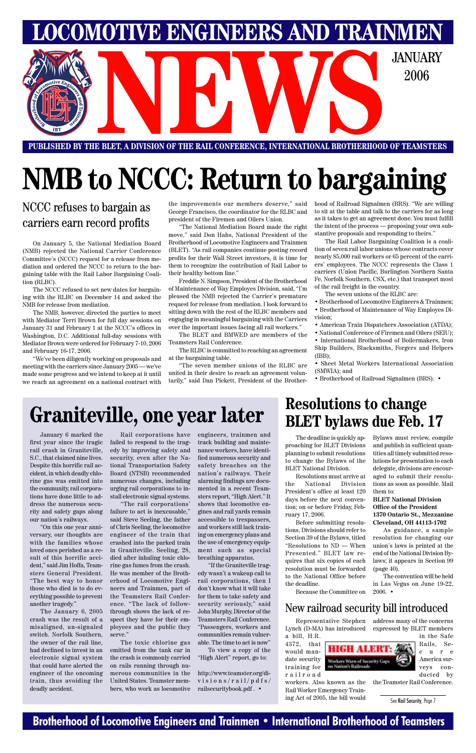# LOCOMOTIVE ENGINEERS AND TRAINMEN NEWS

JANUARY 2006

**PUBLISHED BY THE BLET, A DIVISION OF THE RAIL CONFERENCE, INTERNATIONAL BROTHERHOOD OF TEAMSTERS**

# NMB to NCCC: Return to bargaining

## NCCC refuses to bargain as carriers earn record profits

On January 5, the National Mediation Board (NMB) rejected the National Carrier Conference Committee's (NCCC) request for a release from mediation and ordered the NCCC to return to the bargaining table with the Rail Labor Bargaining Coalition (RLBC).

The NCCC refused to set new dates for bargaining with the RLBC on December 14 and asked the NMB for release from mediation.

The NMB, however, directed the parties to meet with Mediator Terri Brown for full day sessions on January 31 and February 1 at the NCCC's offices in Washington, D.C. Additional full-day sessions with Mediator Brown were ordered for February 7-10, 2006 and February 16-17, 2006.

"We've been diligently working on proposals and meeting with the carriers since January 2005 — we've made some progress and we intend to keep at it until we reach an agreement on a national contract with the improvements our members deserve," said George Francisco, the coordinator for the RLBC and president of the Firemen and Oilers Union.

"The National Mediation Board made the right move," said Don Hahs, National President of the Brotherhood of Locomotive Engineers and Trainmen (BLET). "As rail companies continue posting record profits for their Wall Street investors, it is time for them to recognize the contribution of Rail Labor to their healthy bottom line."

Freddie N. Simpson, President of the Brotherhood of Maintenance of Way Employes Division, said, "I'm pleased the NMB rejected the Carrier's premature request for release from mediation. I look forward to sitting down with the rest of the RLBC members and engaging in meaningful bargaining with the Carriers over the important issues facing all rail workers."

The BLET and BMWED are members of the Teamsters Rail Conference.

The RLBC is committed to reaching an agreement at the bargaining table.

"The seven member unions of the RLBC are united in their desire to reach an agreement voluntarily," said Dan Pickett, President of the Brotherhood of Railroad Signalmen (BRS). "We are willing to sit at the table and talk to the carriers for as long as it takes to get an agreement done. You must fulfill the intent of the process — proposing your own substantive proposals and responding to theirs."

The Rail Labor Bargaining Coalition is a coalition of seven rail labor unions whose contracts cover nearly 85,000 rail workers or 65 percent of the carriers' employees. The NCCC represents the Class 1 carriers (Union Pacific, Burlington Northern Santa Fe, Norfolk Southern, CSX, etc.) that transport most of the rail freight in the country.

The seven unions of the RLBC are:

- Brotherhood of Locomotive Engineers & Trainmen;
- Brotherhood of Maintenance of Way Employes Division;
- American Train Dispatchers Association (ATDA);
- National Conference of Firemen and Oilers (SEIU);
- International Brotherhood of Boilermakers, Iron Ship Builders, Blacksmiths, Forgers and Helpers (IBB);
- Sheet Metal Workers International Association (SMWIA); and
- Brotherhood of Railroad Signalmen (BRS). •

# Graniteville, one year later

January 6 marked the first year since the tragic rail crash in Graniteville, S.C., that claimed nine lives. Despite this horrific rail accident, in which deadly chlorine gas was emitted into the community, rail corporations have done little to address the numerous security and safety gaps along our nation's railways.

"On this one year anniversary, our thoughts are with the families whose loved ones perished as a result of this horrific accident," said Jim Hoffa, Teamsters General President. "The best way to honor those who died is to do everything possible to prevent another tragedy."

The January 6, 2005 crash was the result of a misaligned, un-signaled switch. Norfolk Southern, the owner of the rail line, had declined to invest in an electronic signal system that could have alerted the engineer of the oncoming train, thus avoiding the deadly accident.

Rail corporations have failed to respond to the tragedy by improving safety and security, even after the National Transportation Safety Board (NTSB) recommended numerous changes, including urging rail corporations to install electronic signal systems.

"The rail corporations' failure to act is inexcusable," said Steve Seeling, the father of Chris Seeling, the locomotive engineer of the train that crashed into the parked train in Graniteville. Seeling, 28, died after inhaling toxic chlorine gas fumes from the crash. He was member of the Brotherhood of Locomotive Engineers and Trainmen, part of the Teamsters Rail Conference. "The lack of follow-through shows the lack of respect they have for their employees and the public they serve."

The toxic chlorine gas emitted from the tank car in the crash is commonly carried on rails running through numerous communities in the United States. Teamster members, who work as locomotive engineers, trainmen and track building and maintenance workers, have identified numerous security and safety breaches on the nation's railways. Their alarming findings are documented in a recent Teamsters report, "High Alert." It shows that locomotive engines and rail yards remain accessible to trespassers, and workers still lack training on emergency plans and the use of emergency equipment such as special breathing apparatus.

"If the Graniteville tragedy wasn't a wakeup call to rail corporations, then I don't know what it will take for them to take safety and security seriously," said John Murphy, Director of the Teamsters Rail Conference. "Passengers, workers and communities remain vulnerable. The time to act is now"

To view a copy of the "High Alert" report, go to:

http://www.teamster.org/divisions/rail/pdfs/railsecuritybook.pdf. •

# Resolutions to change BLET bylaws due Feb. 17

The deadline is quickly approaching for BLET Divisions planning to submit resolutions to change the Bylaws of the BLET National Division.

Resolutions must arrive at the National Division President's office at least 120 days before the next convention; on or before Friday, February 17, 2006.

Before submitting resolutions, Divisions should refer to Section 39 of the Bylaws, titled "Resolutions to ND — When Presented." BLET law requires that six copies of each resolution must be forwarded to the National Office before the deadline.

Because the Committee on Bylaws must review, compile and publish in sufficient quantities all timely submitted resolutions for presentation to each delegate, divisions are encouraged to submit their resolutions as soon as possible. Mail them to:

**BLET National Division**
**Office of the President**
**1370 Ontario St., Mezzanine**
**Cleveland, OH 44113-1702**

As guidance, a sample resolution for changing our union's laws is printed at the end of the National Division Bylaws; it appears in Section 99 (page 40).

The convention will be held in Las Vegas on June 19-22, 2006. •

## New railroad security bill introduced

Representative Stephen Lynch (D-MA) has introduced a bill, H.R. 4372, that would mandate security training for railroad workers. Also known as the Rail Worker Emergency Training Act of 2005, the bill would address many of the concerns expressed by BLET members in the Safe Rails, Secure America surveys conducted by the Teamster Rail Conference.

HIGH ALERT: Workers Warn of Security Gaps on Nation's Railroads

See Rail Security, Page 7

**Brotherhood of Locomotive Engineers and Trainmen • International Brotherhood of Teamsters**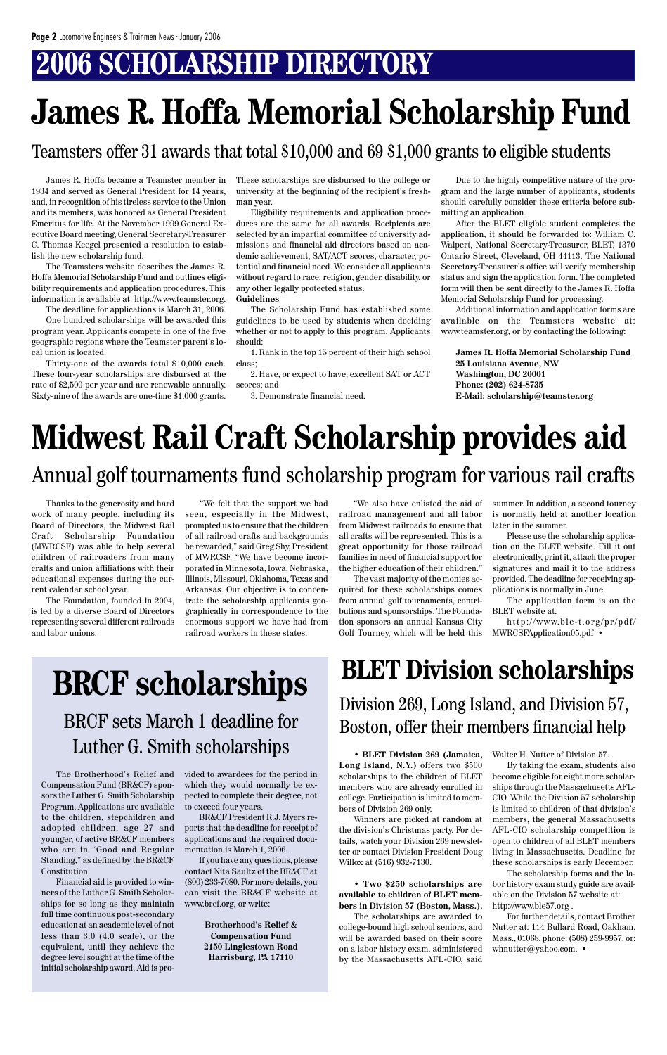# 2006 SCHOLARSHIP DIRECTORY

# James R. Hoffa Memorial Scholarship Fund

## Teamsters offer 31 awards that total $10,000 and 69 $1,000 grants to eligible students

James R. Hoffa became a Teamster member in 1934 and served as General President for 14 years, and, in recognition of his tireless service to the Union and its members, was honored as General President Emeritus for life. At the November 1999 General Executive Board meeting, General Secretary-Treasurer C. Thomas Keegel presented a resolution to establish the new scholarship fund.

The Teamsters website describes the James R. Hoffa Memorial Scholarship Fund and outlines eligibility requirements and application procedures. This information is available at: http://www.teamster.org.

The deadline for applications is March 31, 2006.

One hundred scholarships will be awarded this program year. Applicants compete in one of the five geographic regions where the Teamster parent's local union is located.

Thirty-one of the awards total $10,000 each. These four-year scholarships are disbursed at the rate of $2,500 per year and are renewable annually. Sixty-nine of the awards are one-time $1,000 grants. These scholarships are disbursed to the college or university at the beginning of the recipient's freshman year.

Eligibility requirements and application procedures are the same for all awards. Recipients are selected by an impartial committee of university admissions and financial aid directors based on academic achievement, SAT/ACT scores, character, potential and financial need. We consider all applicants without regard to race, religion, gender, disability, or any other legally protected status.

**Guidelines**

The Scholarship Fund has established some guidelines to be used by students when deciding whether or not to apply to this program. Applicants should:

1. Rank in the top 15 percent of their high school class;

2. Have, or expect to have, excellent SAT or ACT scores; and

3. Demonstrate financial need.

Due to the highly competitive nature of the program and the large number of applicants, students should carefully consider these criteria before submitting an application.

After the BLET eligible student completes the application, it should be forwarded to: William C. Walpert, National Secretary-Treasurer, BLET, 1370 Ontario Street, Cleveland, OH 44113. The National Secretary-Treasurer's office will verify membership status and sign the application form. The completed form will then be sent directly to the James R. Hoffa Memorial Scholarship Fund for processing.

Additional information and application forms are available on the Teamsters website at: www.teamster.org, or by contacting the following:

**James R. Hoffa Memorial Scholarship Fund**
**25 Louisiana Avenue, NW**
**Washington, DC 20001**
**Phone: (202) 624-8735**
**E-Mail: scholarship@teamster.org**

# Midwest Rail Craft Scholarship provides aid

## Annual golf tournaments fund scholarship program for various rail crafts

Thanks to the generosity and hard work of many people, including its Board of Directors, the Midwest Rail Craft Scholarship Foundation (MWRCSF) was able to help several children of railroaders from many crafts and union affiliations with their educational expenses during the current calendar school year.

The Foundation, founded in 2004, is led by a diverse Board of Directors representing several different railroads and labor unions.

"We felt that the support we had seen, especially in the Midwest, prompted us to ensure that the children of all railroad crafts and backgrounds be rewarded," said Greg Shy, President of MWRCSF. "We have become incorporated in Minnesota, Iowa, Nebraska, Illinois, Missouri, Oklahoma, Texas and Arkansas. Our objective is to concentrate the scholarship applicants geographically in correspondence to the enormous support we have had from railroad workers in these states.

"We also have enlisted the aid of railroad management and all labor from Midwest railroads to ensure that all crafts will be represented. This is a great opportunity for those railroad families in need of financial support for the higher education of their children."

The vast majority of the monies acquired for these scholarships comes from annual golf tournaments, contributions and sponsorships. The Foundation sponsors an annual Kansas City Golf Tourney, which will be held this summer. In addition, a second tourney is normally held at another location later in the summer.

Please use the scholarship application on the BLET website. Fill it out electronically, print it, attach the proper signatures and mail it to the address provided. The deadline for receiving applications is normally in June.

The application form is on the BLET website at:

http://www.ble-t.org/pr/pdf/MWRCSFApplication05.pdf •

# BRCF scholarships

## BRCF sets March 1 deadline for Luther G. Smith scholarships

The Brotherhood's Relief and Compensation Fund (BR&CF) sponsors the Luther G. Smith Scholarship Program. Applications are available to the children, stepchildren and adopted children, age 27 and younger, of active BR&CF members who are in "Good and Regular Standing," as defined by the BR&CF Constitution.

Financial aid is provided to winners of the Luther G. Smith Scholarships for so long as they maintain full time continuous post-secondary education at an academic level of not less than 3.0 (4.0 scale), or the equivalent, until they achieve the degree level sought at the time of the initial scholarship award. Aid is provided to awardees for the period in which they would normally be expected to complete their degree, not to exceed four years.

BR&CF President R.J. Myers reports that the deadline for receipt of applications and the required documentation is March 1, 2006.

If you have any questions, please contact Nita Saultz of the BR&CF at (800) 233-7080. For more details, you can visit the BR&CF website at www.brcf.org, or write:

**Brotherhood's Relief &**
**Compensation Fund**
**2150 Linglestown Road**
**Harrisburg, PA 17110**

# BLET Division scholarships

## Division 269, Long Island, and Division 57, Boston, offer their members financial help

• **BLET Division 269 (Jamaica, Long Island, N.Y.)** offers two $500 scholarships to the children of BLET members who are already enrolled in college. Participation is limited to members of Division 269 only.

Winners are picked at random at the division's Christmas party. For details, watch your Division 269 newsletter or contact Division President Doug Willox at (516) 932-7130.

• **Two $250 scholarships are available to children of BLET members in Division 57 (Boston, Mass.).**

The scholarships are awarded to college-bound high school seniors, and will be awarded based on their score on a labor history exam, administered by the Massachusetts AFL-CIO, said Walter H. Nutter of Division 57.

By taking the exam, students also become eligible for eight more scholarships through the Massachusetts AFL-CIO. While the Division 57 scholarship is limited to children of that division's members, the general Massachusetts AFL-CIO scholarship competition is open to children of all BLET members living in Massachusetts. Deadline for these scholarships is early December.

The scholarship forms and the labor history exam study guide are available on the Division 57 website at: http://www.ble57.org .

For further details, contact Brother Nutter at: 114 Bullard Road, Oakham, Mass., 01068, phone: (508) 259-9957, or: whnutter@yahoo.com. •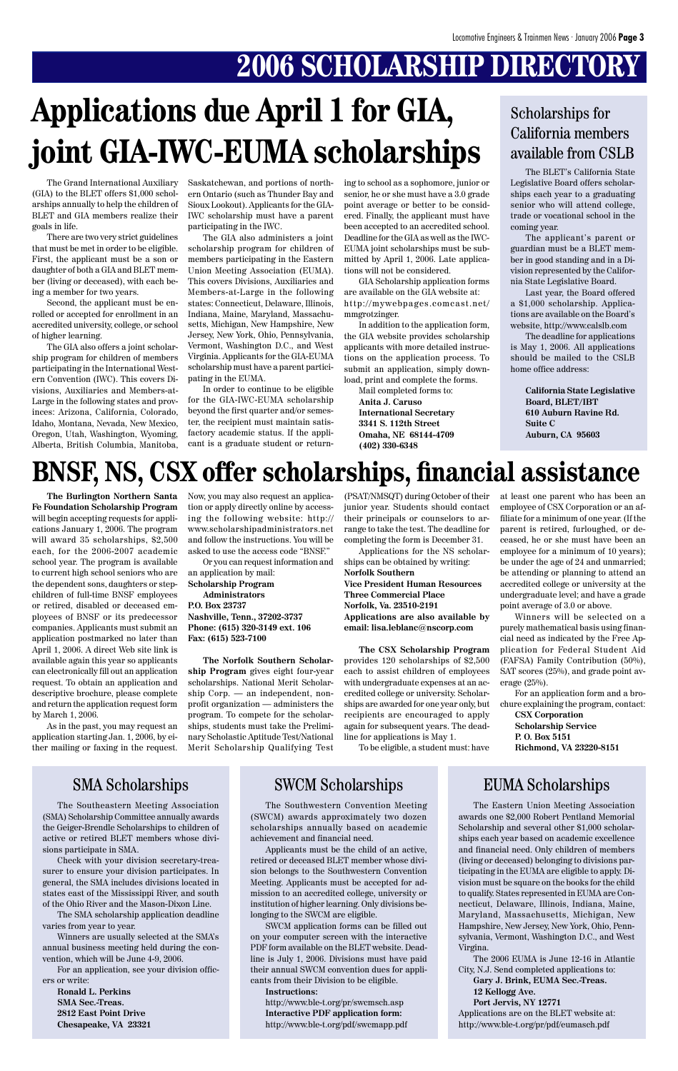# 2006 SCHOLARSHIP DIRECTORY

## Applications due April 1 for GIA, joint GIA-IWC-EUMA scholarships

The Grand International Auxiliary (GIA) to the BLET offers $1,000 scholarships annually to help the children of BLET and GIA members realize their goals in life.

There are two very strict guidelines that must be met in order to be eligible. First, the applicant must be a son or daughter of both a GIA and BLET member (living or deceased), with each being a member for two years.

Second, the applicant must be enrolled or accepted for enrollment in an accredited university, college, or school of higher learning.

The GIA also offers a joint scholarship program for children of members participating in the International Western Convention (IWC). This covers Divisions, Auxiliaries and Members-at-Large in the following states and provinces: Arizona, California, Colorado, Idaho, Montana, Nevada, New Mexico, Oregon, Utah, Washington, Wyoming, Alberta, British Columbia, Manitoba, Saskatchewan, and portions of northern Ontario (such as Thunder Bay and Sioux Lookout). Applicants for the GIA-IWC scholarship must have a parent participating in the IWC.

The GIA also administers a joint scholarship program for children of members participating in the Eastern Union Meeting Association (EUMA). This covers Divisions, Auxiliaries and Members-at-Large in the following states: Connecticut, Delaware, Illinois, Indiana, Maine, Maryland, Massachusetts, Michigan, New Hampshire, New Jersey, New York, Ohio, Pennsylvania, Vermont, Washington D.C., and West Virginia. Applicants for the GIA-EUMA scholarship must have a parent participating in the EUMA.

In order to continue to be eligible for the GIA-IWC-EUMA scholarship beyond the first quarter and/or semester, the recipient must maintain satisfactory academic status. If the applicant is a graduate student or returning to school as a sophomore, junior or senior, he or she must have a 3.0 grade point average or better to be considered. Finally, the applicant must have been accepted to an accredited school. Deadline for the GIA as well as the IWC-EUMA joint scholarships must be submitted by April 1, 2006. Late applications will not be considered.

GIA Scholarship application forms are available on the GIA website at: http://mywebpages.comcast.net/mmgrotzinger.

In addition to the application form, the GIA website provides scholarship applicants with more detailed instructions on the application process. To submit an application, simply download, print and complete the forms.

Mail completed forms to:

**Anita J. Caruso**
**International Secretary**
**3341 S. 112th Street**
**Omaha, NE 68144-4709**
**(402) 330-6348**

## Scholarships for California members available from CSLB

The BLET's California State Legislative Board offers scholarships each year to a graduating senior who will attend college, trade or vocational school in the coming year.

The applicant's parent or guardian must be a BLET member in good standing and in a Division represented by the California State Legislative Board.

Last year, the Board offered a $1,000 scholarship. Applications are available on the Board's website, http://www.calslb.com

The deadline for applications is May 1, 2006. All applications should be mailed to the CSLB home office address:

**California State Legislative Board, BLET/IBT**
**610 Auburn Ravine Rd.**
**Suite C**
**Auburn, CA 95603**

## BNSF, NS, CSX offer scholarships, financial assistance

**The Burlington Northern Santa Fe Foundation Scholarship Program** will begin accepting requests for applications January 1, 2006. The program will award 35 scholarships, $2,500 each, for the 2006-2007 academic school year. The program is available to current high school seniors who are the dependent sons, daughters or stepchildren of full-time BNSF employees or retired, disabled or deceased employees of BNSF or its predecessor companies. Applicants must submit an application postmarked no later than April 1, 2006. A direct Web site link is available again this year so applicants can electronically fill out an application request. To obtain an application and descriptive brochure, please complete and return the application request form by March 1, 2006.

As in the past, you may request an application starting Jan. 1, 2006, by either mailing or faxing in the request. Now, you may also request an application or apply directly online by accessing the following website: http://www.scholarshipadministrators.net and follow the instructions. You will be asked to use the access code "BNSF."

Or you can request information and an application by mail:

**Scholarship Program Administrators**
**P.O. Box 23737**
**Nashville, Tenn., 37202-3737**
**Phone: (615) 320-3149 ext. 106**
**Fax: (615) 523-7100**

**The Norfolk Southern Scholarship Program** gives eight four-year scholarships. National Merit Scholarship Corp. — an independent, nonprofit organization — administers the program. To compete for the scholarships, students must take the Preliminary Scholastic Aptitude Test/National Merit Scholarship Qualifying Test (PSAT/NMSQT) during October of their junior year. Students should contact their principals or counselors to arrange to take the test. The deadline for completing the form is December 31.

Applications for the NS scholarships can be obtained by writing:

**Norfolk Southern**
**Vice President Human Resources**
**Three Commercial Place**
**Norfolk, Va. 23510-2191**
**Applications are also available by email: lisa.leblanc@nscorp.com**

**The CSX Scholarship Program** provides 120 scholarships of $2,500 each to assist children of employees with undergraduate expenses at an accredited college or university. Scholarships are awarded for one year only, but recipients are encouraged to apply again for subsequent years. The deadline for applications is May 1.

To be eligible, a student must: have at least one parent who has been an employee of CSX Corporation or an affiliate for a minimum of one year. (If the parent is retired, furloughed, or deceased, he or she must have been an employee for a minimum of 10 years); be under the age of 24 and unmarried; be attending or planning to attend an accredited college or university at the undergraduate level; and have a grade point average of 3.0 or above.

Winners will be selected on a purely mathematical basis using financial need as indicated by the Free Application for Federal Student Aid (FAFSA) Family Contribution (50%), SAT scores (25%), and grade point average (25%).

For an application form and a brochure explaining the program, contact:

**CSX Corporation**
**Scholarship Service**
**P. O. Box 5151**
**Richmond, VA 23220-8151**

## SMA Scholarships

The Southeastern Meeting Association (SMA) Scholarship Committee annually awards the Geiger-Brendle Scholarships to children of active or retired BLET members whose divisions participate in SMA.

Check with your division secretary-treasurer to ensure your division participates. In general, the SMA includes divisions located in states east of the Mississippi River, and south of the Ohio River and the Mason-Dixon Line.

The SMA scholarship application deadline varies from year to year.

Winners are usually selected at the SMA's annual business meeting held during the convention, which will be June 4-9, 2006.

For an application, see your division officers or write:

**Ronald L. Perkins**
**SMA Sec.-Treas.**
**2812 East Point Drive**
**Chesapeake, VA 23321**

## SWCM Scholarships

The Southwestern Convention Meeting (SWCM) awards approximately two dozen scholarships annually based on academic achievement and financial need.

Applicants must be the child of an active, retired or deceased BLET member whose division belongs to the Southwestern Convention Meeting. Applicants must be accepted for admission to an accredited college, university or institution of higher learning. Only divisions belonging to the SWCM are eligible.

SWCM application forms can be filled out on your computer screen with the interactive PDF form available on the BLET website. Deadline is July 1, 2006. Divisions must have paid their annual SWCM convention dues for applicants from their Division to be eligible.

**Instructions:**
http://www.ble-t.org/pr/swcmsch.asp
**Interactive PDF application form:**
http://www.ble-t.org/pdf/swcmapp.pdf

## EUMA Scholarships

The Eastern Union Meeting Association awards one $2,000 Robert Pentland Memorial Scholarship and several other $1,000 scholarships each year based on academic excellence and financial need. Only children of members (living or deceased) belonging to divisions participating in the EUMA are eligible to apply. Division must be square on the books for the child to qualify. States represented in EUMA are Connecticut, Delaware, Illinois, Indiana, Maine, Maryland, Massachusetts, Michigan, New Hampshire, New Jersey, New York, Ohio, Pennsylvania, Vermont, Washington D.C., and West Virgina.

The 2006 EUMA is June 12-16 in Atlantic City, N.J. Send completed applications to:

**Gary J. Brink, EUMA Sec.-Treas.**
**12 Kellogg Ave.**
**Port Jervis, NY 12771**

Applications are on the BLET website at: http://www.ble-t.org/pr/pdf/eumasch.pdf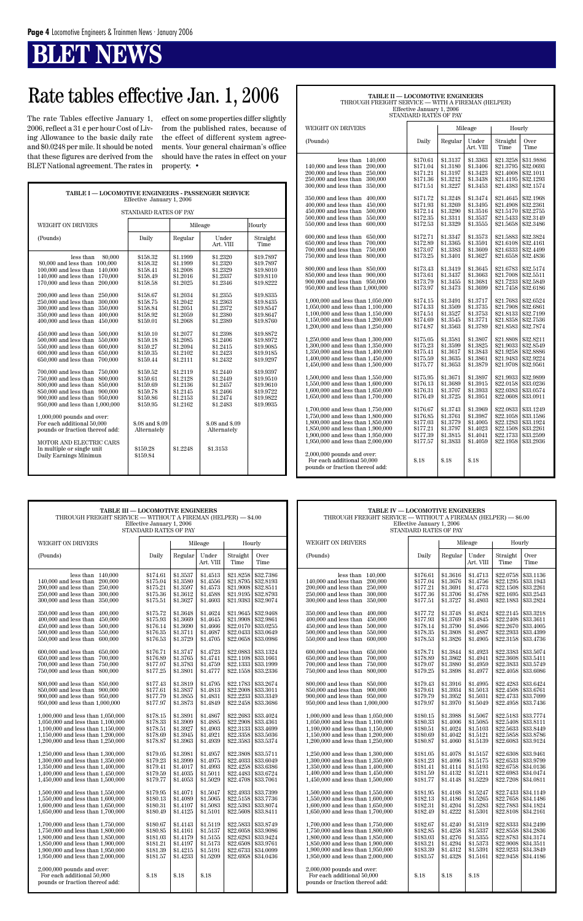# BLET NEWS

# Rate tables effective Jan. 1, 2006

The rate Tables effective January 1, 2006, reflect a 31 ¢ per hour Cost of Living Allowance to the basic daily rate and $0.0248 per mile. It should be noted that these figures are derived from the BLET National agreement. The rates in effect on some properties differ slightly from the published rates, because of the effect of different system agreements. Your general chairman's office should have the rates in effect on your property. •

**TABLE I — LOCOMOTIVE ENGINEERS - PASSENGER SERVICE**
Effective January 1, 2006

STANDARD RATES OF PAY

| WEIGHT ON DRIVERS | | Mileage | | Hourly |
|---|---|---|---|---|
| (Pounds) | Daily | Regular | Under Art. VIII | Straight Time |
| less than 80,000 | $158.32 | $1.1999 | $1.2320 | $19.7897 |
| 80,000 and less than 100,000 | $158.32 | $1.1999 | $1.2320 | $19.7897 |
| 100,000 and less than 140,000 | $158.41 | $1.2008 | $1.2329 | $19.8010 |
| 140,000 and less than 170,000 | $158.49 | $1.2016 | $1.2337 | $19.8110 |
| 170,000 and less than 200,000 | $158.58 | $1.2025 | $1.2346 | $19.8222 |
| 200,000 and less than 250,000 | $158.67 | $1.2034 | $1.2355 | $19.8335 |
| 250,000 and less than 300,000 | $158.75 | $1.2042 | $1.2363 | $19.8435 |
| 300,000 and less than 350,000 | $158.84 | $1.2051 | $1.2372 | $19.8547 |
| 350,000 and less than 400,000 | $158.92 | $1.2059 | $1.2380 | $19.8647 |
| 400,000 and less than 450,000 | $159.01 | $1.2068 | $1.2389 | $19.8760 |
| 450,000 and less than 500,000 | $159.10 | $1.2077 | $1.2398 | $19.8872 |
| 500,000 and less than 550,000 | $159.18 | $1.2085 | $1.2406 | $19.8972 |
| 550,000 and less than 600,000 | $159.27 | $1.2094 | $1.2415 | $19.9085 |
| 600,000 and less than 650,000 | $159.35 | $1.2102 | $1.2423 | $19.9185 |
| 650,000 and less than 700,000 | $159.44 | $1.2111 | $1.2432 | $19.9297 |
| 700,000 and less than 750,000 | $159.52 | $1.2119 | $1.2440 | $19.9397 |
| 750,000 and less than 800,000 | $159.61 | $1.2128 | $1.2449 | $19.9510 |
| 800,000 and less than 850,000 | $159.69 | $1.2136 | $1.2457 | $19.9610 |
| 850,000 and less than 900,000 | $159.78 | $1.2145 | $1.2466 | $19.9722 |
| 900,000 and less than 950,000 | $159.86 | $1.2153 | $1.2474 | $19.9822 |
| 950,000 and less than 1,000,000 | $159.95 | $1.2162 | $1.2483 | $19.9935 |
| 1,000,000 pounds and over: For each additional 50,000 pounds or fraction thereof add: | $.08 and $.09 Alternately | | $.08 and $.09 Alternately | |
| MOTOR AND ELECTRIC CARS In multiple or single unit | $159.28 | $1.2248 | $1.3153 | |
| Daily Earnings Minimum | $159.84 | | | |

**TABLE II — LOCOMOTIVE ENGINEERS**
THROUGH FREIGHT SERVICE — WITH A FIREMAN (HELPER)
Effective January 1, 2006
STANDARD RATES OF PAY

| WEIGHT ON DRIVERS | | Mileage | | Hourly | |
|---|---|---|---|---|---|
| (Pounds) | Daily | Regular | Under Art. VIII | Straight Time | Over Time |
| less than 140,000 | $170.61 | $1.3137 | $1.3363 | $21.3258 | $31.9886 |
| 140,000 and less than 200,000 | $171.04 | $1.3180 | $1.3406 | $21.3795 | $32.0693 |
| 200,000 and less than 250,000 | $171.21 | $1.3197 | $1.3423 | $21.4008 | $32.1011 |
| 250,000 and less than 300,000 | $171.36 | $1.3212 | $1.3438 | $21.4195 | $32.1293 |
| 300,000 and less than 350,000 | $171.51 | $1.3227 | $1.3453 | $21.4383 | $32.1574 |
| 350,000 and less than 400,000 | $171.72 | $1.3248 | $1.3474 | $21.4645 | $32.1968 |
| 400,000 and less than 450,000 | $171.93 | $1.3269 | $1.3495 | $21.4908 | $32.2361 |
| 450,000 and less than 500,000 | $172.14 | $1.3290 | $1.3516 | $21.5170 | $32.2755 |
| 500,000 and less than 550,000 | $172.35 | $1.3311 | $1.3537 | $21.5433 | $32.3149 |
| 550,000 and less than 600,000 | $172.53 | $1.3329 | $1.3555 | $21.5658 | $32.3486 |
| 600,000 and less than 650,000 | $172.71 | $1.3347 | $1.3573 | $21.5883 | $32.3824 |
| 650,000 and less than 700,000 | $172.89 | $1.3365 | $1.3591 | $21.6108 | $32.4161 |
| 700,000 and less than 750,000 | $173.07 | $1.3383 | $1.3609 | $21.6333 | $32.4499 |
| 750,000 and less than 800,000 | $173.25 | $1.3401 | $1.3627 | $21.6558 | $32.4836 |
| 800,000 and less than 850,000 | $173.43 | $1.3419 | $1.3645 | $21.6783 | $32.5174 |
| 850,000 and less than 900,000 | $173.61 | $1.3437 | $1.3663 | $21.7008 | $32.5511 |
| 900,000 and less than 950,000 | $173.79 | $1.3455 | $1.3681 | $21.7233 | $32.5849 |
| 950,000 and less than 1,000,000 | $173.97 | $1.3473 | $1.3699 | $21.7458 | $32.6186 |
| 1,000,000 and less than 1,050,000 | $174.15 | $1.3491 | $1.3717 | $21.7683 | $32.6524 |
| 1,050,000 and less than 1,100,000 | $174.33 | $1.3509 | $1.3735 | $21.7908 | $32.6861 |
| 1,100,000 and less than 1,150,000 | $174.51 | $1.3527 | $1.3753 | $21.8133 | $32.7199 |
| 1,150,000 and less than 1,200,000 | $174.69 | $1.3545 | $1.3771 | $21.8358 | $32.7536 |
| 1,200,000 and less than 1,250,000 | $174.87 | $1.3563 | $1.3789 | $21.8583 | $32.7874 |
| 1,250,000 and less than 1,300,000 | $175.05 | $1.3581 | $1.3807 | $21.8808 | $32.8211 |
| 1,300,000 and less than 1,350,000 | $175.23 | $1.3599 | $1.3825 | $21.9033 | $32.8549 |
| 1,350,000 and less than 1,400,000 | $175.41 | $1.3617 | $1.3843 | $21.9258 | $32.8886 |
| 1,400,000 and less than 1,450,000 | $175.59 | $1.3635 | $1.3861 | $21.9483 | $32.9224 |
| 1,450,000 and less than 1,500,000 | $175.77 | $1.3653 | $1.3879 | $21.9708 | $32.9561 |
| 1,500,000 and less than 1,550,000 | $175.95 | $1.3671 | $1.3897 | $21.9933 | $32.9899 |
| 1,550,000 and less than 1,600,000 | $176.13 | $1.3689 | $1.3915 | $22.0158 | $33.0236 |
| 1,600,000 and less than 1,650,000 | $176.31 | $1.3707 | $1.3933 | $22.0383 | $33.0574 |
| 1,650,000 and less than 1,700,000 | $176.49 | $1.3725 | $1.3951 | $22.0608 | $33.0911 |
| 1,700,000 and less than 1,750,000 | $176.67 | $1.3743 | $1.3969 | $22.0833 | $33.1249 |
| 1,750,000 and less than 1,800,000 | $176.85 | $1.3761 | $1.3987 | $22.1058 | $33.1586 |
| 1,800,000 and less than 1,850,000 | $177.03 | $1.3779 | $1.4005 | $22.1283 | $33.1924 |
| 1,850,000 and less than 1,900,000 | $177.21 | $1.3797 | $1.4023 | $22.1508 | $33.2261 |
| 1,900,000 and less than 1,950,000 | $177.39 | $1.3815 | $1.4041 | $22.1733 | $33.2599 |
| 1,950,000 and less than 2,000,000 | $177.57 | $1.3833 | $1.4059 | $22.1958 | $33.2936 |
| 2,000,000 pounds and over: For each additional 50,000 pounds or fraction thereof add: | $.18 | $.18 | $.18 | | |

**TABLE III — LOCOMOTIVE ENGINEERS**
THROUGH FREIGHT SERVICE — WITHOUT A FIREMAN (HELPER) — $4.00
Effective January 1, 2006
STANDARD RATES OF PAY

| WEIGHT ON DRIVERS | | Mileage | | Hourly | |
|---|---|---|---|---|---|
| (Pounds) | Daily | Regular | Under Art. VIII | Straight Time | Over Time |
| less than 140,000 | $174.61 | $1.3537 | $1.4513 | $21.8258 | $32.7386 |
| 140,000 and less than 200,000 | $175.04 | $1.3580 | $1.4556 | $21.8795 | $32.8193 |
| 200,000 and less than 250,000 | $175.21 | $1.3597 | $1.4573 | $21.9008 | $32.8511 |
| 250,000 and less than 300,000 | $175.36 | $1.3612 | $1.4588 | $21.9195 | $32.8793 |
| 300,000 and less than 350,000 | $175.51 | $1.3627 | $1.4603 | $21.9383 | $32.9074 |
| 350,000 and less than 400,000 | $175.72 | $1.3648 | $1.4624 | $21.9645 | $32.9468 |
| 400,000 and less than 450,000 | $175.93 | $1.3669 | $1.4645 | $21.9908 | $32.9861 |
| 450,000 and less than 500,000 | $176.14 | $1.3690 | $1.4666 | $22.0170 | $33.0255 |
| 500,000 and less than 550,000 | $176.35 | $1.3711 | $1.4687 | $22.0433 | $33.0649 |
| 550,000 and less than 600,000 | $176.53 | $1.3729 | $1.4705 | $22.0658 | $33.0986 |
| 600,000 and less than 650,000 | $176.71 | $1.3747 | $1.4723 | $22.0883 | $33.1324 |
| 650,000 and less than 700,000 | $176.89 | $1.3765 | $1.4741 | $22.1108 | $33.1661 |
| 700,000 and less than 750,000 | $177.07 | $1.3783 | $1.4759 | $22.1333 | $33.1999 |
| 750,000 and less than 800,000 | $177.25 | $1.3801 | $1.4777 | $22.1558 | $33.2336 |
| 800,000 and less than 850,000 | $177.43 | $1.3819 | $1.4795 | $22.1783 | $33.2674 |
| 850,000 and less than 900,000 | $177.61 | $1.3837 | $1.4813 | $22.2008 | $33.3011 |
| 900,000 and less than 950,000 | $177.79 | $1.3855 | $1.4831 | $22.2233 | $33.3349 |
| 950,000 and less than 1,000,000 | $177.97 | $1.3873 | $1.4849 | $22.2458 | $33.3686 |
| 1,000,000 and less than 1,050,000 | $178.15 | $1.3891 | $1.4867 | $22.2683 | $33.4024 |
| 1,050,000 and less than 1,100,000 | $178.33 | $1.3909 | $1.4885 | $22.2908 | $33.4361 |
| 1,100,000 and less than 1,150,000 | $178.51 | $1.3927 | $1.4903 | $22.3133 | $33.4699 |
| 1,150,000 and less than 1,200,000 | $178.69 | $1.3945 | $1.4921 | $22.3358 | $33.5036 |
| 1,200,000 and less than 1,250,000 | $178.87 | $1.3963 | $1.4939 | $22.3583 | $33.5374 |
| 1,250,000 and less than 1,300,000 | $179.05 | $1.3981 | $1.4957 | $22.3808 | $33.5711 |
| 1,300,000 and less than 1,350,000 | $179.23 | $1.3999 | $1.4975 | $22.4033 | $33.6049 |
| 1,350,000 and less than 1,400,000 | $179.41 | $1.4017 | $1.4993 | $22.4258 | $33.6386 |
| 1,400,000 and less than 1,450,000 | $179.59 | $1.4035 | $1.5011 | $22.4483 | $33.6724 |
| 1,450,000 and less than 1,500,000 | $179.77 | $1.4053 | $1.5029 | $22.4708 | $33.7061 |
| 1,500,000 and less than 1,550,000 | $179.95 | $1.4071 | $1.5047 | $22.4933 | $33.7399 |
| 1,550,000 and less than 1,600,000 | $180.13 | $1.4089 | $1.5065 | $22.5158 | $33.7736 |
| 1,600,000 and less than 1,650,000 | $180.31 | $1.4107 | $1.5083 | $22.5383 | $33.8074 |
| 1,650,000 and less than 1,700,000 | $180.49 | $1.4125 | $1.5101 | $22.5608 | $33.8411 |
| 1,700,000 and less than 1,750,000 | $180.67 | $1.4143 | $1.5119 | $22.5833 | $33.8749 |
| 1,750,000 and less than 1,800,000 | $180.85 | $1.4161 | $1.5137 | $22.6058 | $33.9086 |
| 1,800,000 and less than 1,850,000 | $181.03 | $1.4179 | $1.5155 | $22.6283 | $33.9424 |
| 1,850,000 and less than 1,900,000 | $181.21 | $1.4197 | $1.5173 | $22.6508 | $33.9761 |
| 1,900,000 and less than 1,950,000 | $181.39 | $1.4215 | $1.5191 | $22.6733 | $34.0099 |
| 1,950,000 and less than 2,000,000 | $181.57 | $1.4233 | $1.5209 | $22.6958 | $34.0436 |
| 2,000,000 pounds and over: For each additional 50,000 pounds or fraction thereof add: | $.18 | $.18 | $.18 | | |

**TABLE IV — LOCOMOTIVE ENGINEERS**
THROUGH FREIGHT SERVICE — WITHOUT A FIREMAN (HELPER) — $6.00
Effective January 1, 2006
STANDARD RATES OF PAY

| WEIGHT ON DRIVERS | | Mileage | | Hourly | |
|---|---|---|---|---|---|
| (Pounds) | Daily | Regular | Under Art. VIII | Straight Time | Over Time |
| less than 140,000 | $176.61 | $1.3616 | $1.4713 | $22.0758 | $33.1136 |
| 140,000 and less than 200,000 | $177.04 | $1.3676 | $1.4756 | $22.1295 | $33.1943 |
| 200,000 and less than 250,000 | $177.21 | $1.3691 | $1.4773 | $22.1508 | $33.2261 |
| 250,000 and less than 300,000 | $177.36 | $1.3706 | $1.4788 | $22.1695 | $33.2543 |
| 300,000 and less than 350,000 | $177.51 | $1.3727 | $1.4803 | $22.1883 | $33.2824 |
| 350,000 and less than 400,000 | $177.72 | $1.3748 | $1.4824 | $22.2145 | $33.3218 |
| 400,000 and less than 450,000 | $177.93 | $1.3769 | $1.4845 | $22.2408 | $33.3611 |
| 450,000 and less than 500,000 | $178.14 | $1.3790 | $1.4866 | $22.2670 | $33.4005 |
| 500,000 and less than 550,000 | $178.35 | $1.3808 | $1.4887 | $22.2933 | $33.4399 |
| 550,000 and less than 600,000 | $178.53 | $1.3826 | $1.4905 | $22.3158 | $33.4736 |
| 600,000 and less than 650,000 | $178.71 | $1.3844 | $1.4923 | $22.3383 | $33.5074 |
| 650,000 and less than 700,000 | $178.89 | $1.3862 | $1.4941 | $22.3608 | $33.5411 |
| 700,000 and less than 750,000 | $179.07 | $1.3880 | $1.4959 | $22.3833 | $33.5749 |
| 750,000 and less than 800,000 | $179.25 | $1.3898 | $1.4977 | $22.4058 | $33.6086 |
| 800,000 and less than 850,000 | $179.43 | $1.3916 | $1.4995 | $22.4283 | $33.6424 |
| 850,000 and less than 900,000 | $179.61 | $1.3934 | $1.5013 | $22.4508 | $33.6761 |
| 900,000 and less than 950,000 | $179.79 | $1.3952 | $1.5031 | $22.4733 | $33.7099 |
| 950,000 and less than 1,000,000 | $179.97 | $1.3970 | $1.5049 | $22.4958 | $33.7436 |
| 1,000,000 and less than 1,050,000 | $180.15 | $1.3988 | $1.5067 | $22.5183 | $33.7774 |
| 1,050,000 and less than 1,100,000 | $180.33 | $1.4006 | $1.5085 | $22.5408 | $33.8111 |
| 1,100,000 and less than 1,150,000 | $180.51 | $1.4024 | $1.5103 | $22.5633 | $33.8449 |
| 1,150,000 and less than 1,200,000 | $180.69 | $1.4042 | $1.5121 | $22.5858 | $33.8786 |
| 1,200,000 and less than 1,250,000 | $180.87 | $1.4060 | $1.5139 | $22.6083 | $33.9124 |
| 1,250,000 and less than 1,300,000 | $181.05 | $1.4078 | $1.5157 | $22.6308 | $33.9461 |
| 1,300,000 and less than 1,350,000 | $181.23 | $1.4096 | $1.5175 | $22.6533 | $33.9799 |
| 1,350,000 and less than 1,400,000 | $181.41 | $1.4114 | $1.5193 | $22.6758 | $34.0136 |
| 1,400,000 and less than 1,450,000 | $181.59 | $1.4132 | $1.5211 | $22.6983 | $34.0474 |
| 1,450,000 and less than 1,500,000 | $181.77 | $1.4148 | $1.5229 | $22.7208 | $34.0811 |
| 1,500,000 and less than 1,550,000 | $181.95 | $1.4168 | $1.5247 | $22.7433 | $34.1149 |
| 1,550,000 and less than 1,600,000 | $182.13 | $1.4186 | $1.5265 | $22.7658 | $34.1486 |
| 1,600,000 and less than 1,650,000 | $182.31 | $1.4204 | $1.5283 | $22.7883 | $34.1824 |
| 1,650,000 and less than 1,700,000 | $182.49 | $1.4222 | $1.5301 | $22.8108 | $34.2161 |
| 1,700,000 and less than 1,750,000 | $182.67 | $1.4240 | $1.5319 | $22.8333 | $34.2499 |
| 1,750,000 and less than 1,800,000 | $182.85 | $1.4258 | $1.5337 | $22.8558 | $34.2836 |
| 1,800,000 and less than 1,850,000 | $183.03 | $1.4276 | $1.5355 | $22.8783 | $34.3174 |
| 1,850,000 and less than 1,900,000 | $183.21 | $1.4294 | $1.5373 | $22.9008 | $34.3511 |
| 1,900,000 and less than 1,950,000 | $183.39 | $1.4312 | $1.5391 | $22.9233 | $34.3849 |
| 1,950,000 and less than 2,000,000 | $183.57 | $1.4328 | $1.5161 | $22.9458 | $34.4186 |
| 2,000,000 pounds and over: For each additional 50,000 pounds or fraction thereof add: | $.18 | $.18 | $.18 | | |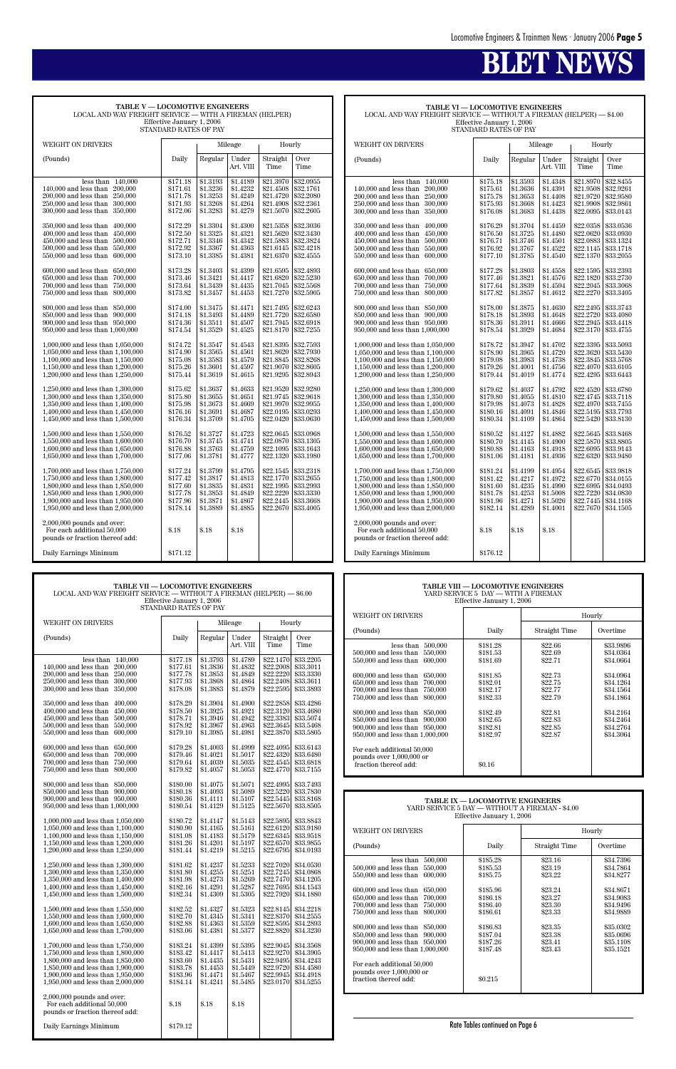# BLET NEWS

## TABLE V — LOCOMOTIVE ENGINEERS
LOCAL AND WAY FREIGHT SERVICE — WITH A FIREMAN (HELPER)
Effective January 1, 2006
STANDARD RATES OF PAY

| WEIGHT ON DRIVERS | | Mileage | | Hourly | |
|---|---|---|---|---|---|
| (Pounds) | Daily | Regular | Under Art. VIII | Straight Time | Over Time |
| less than 140,000 | $171.18 | $1.3193 | $1.4189 | $21.3970 | $32.0955 |
| 140,000 and less than 200,000 | $171.61 | $1.3236 | $1.4232 | $21.4508 | $32.1761 |
| 200,000 and less than 250,000 | $171.78 | $1.3253 | $1.4249 | $21.4720 | $32.2080 |
| 250,000 and less than 300,000 | $171.93 | $1.3268 | $1.4264 | $21.4908 | $32.2361 |
| 300,000 and less than 350,000 | $172.06 | $1.3283 | $1.4279 | $21.5070 | $32.2605 |
| 350,000 and less than 400,000 | $172.29 | $1.3304 | $1.4300 | $21.5358 | $32.3036 |
| 400,000 and less than 450,000 | $172.50 | $1.3325 | $1.4321 | $21.5620 | $32.3430 |
| 450,000 and less than 500,000 | $172.71 | $1.3346 | $1.4342 | $21.5883 | $32.3824 |
| 500,000 and less than 550,000 | $172.92 | $1.3367 | $1.4363 | $21.6145 | $32.4218 |
| 550,000 and less than 600,000 | $173.10 | $1.3385 | $1.4381 | $21.6370 | $32.4555 |
| 600,000 and less than 650,000 | $173.28 | $1.3403 | $1.4399 | $21.6595 | $32.4893 |
| 650,000 and less than 700,000 | $173.46 | $1.3421 | $1.4417 | $21.6820 | $32.5230 |
| 700,000 and less than 750,000 | $173.64 | $1.3439 | $1.4435 | $21.7045 | $32.5568 |
| 750,000 and less than 800,000 | $173.82 | $1.3457 | $1.4453 | $21.7270 | $32.5905 |
| 800,000 and less than 850,000 | $174.00 | $1.3475 | $1.4471 | $21.7495 | $32.6243 |
| 850,000 and less than 900,000 | $174.18 | $1.3493 | $1.4489 | $21.7720 | $32.6580 |
| 900,000 and less than 950,000 | $174.36 | $1.3511 | $1.4507 | $21.7945 | $32.6918 |
| 950,000 and less than 1,000,000 | $174.54 | $1.3529 | $1.4525 | $21.8170 | $32.7255 |
| 1,000,000 and less than 1,050,000 | $174.72 | $1.3547 | $1.4543 | $21.8395 | $32.7593 |
| 1,050,000 and less than 1,100,000 | $174.90 | $1.3565 | $1.4561 | $21.8620 | $32.7930 |
| 1,100,000 and less than 1,150,000 | $175.08 | $1.3583 | $1.4579 | $21.8845 | $32.8268 |
| 1,150,000 and less than 1,200,000 | $175.26 | $1.3601 | $1.4597 | $21.9070 | $32.8605 |
| 1,200,000 and less than 1,250,000 | $175.44 | $1.3619 | $1.4615 | $21.9295 | $32.8943 |
| 1,250,000 and less than 1,300,000 | $175.62 | $1.3637 | $1.4633 | $21.9520 | $32.9280 |
| 1,300,000 and less than 1,350,000 | $175.80 | $1.3655 | $1.4651 | $21.9745 | $32.9618 |
| 1,350,000 and less than 1,400,000 | $175.98 | $1.3673 | $1.4669 | $21.9970 | $32.9955 |
| 1,400,000 and less than 1,450,000 | $176.16 | $1.3691 | $1.4687 | $22.0195 | $33.0293 |
| 1,450,000 and less than 1,500,000 | $176.34 | $1.3709 | $1.4705 | $22.0420 | $33.0630 |
| 1,500,000 and less than 1,550,000 | $176.52 | $1.3727 | $1.4723 | $22.0645 | $33.0968 |
| 1,550,000 and less than 1,600,000 | $176.70 | $1.3745 | $1.4741 | $22.0870 | $33.1305 |
| 1,600,000 and less than 1,650,000 | $176.88 | $1.3763 | $1.4759 | $22.1095 | $33.1643 |
| 1,650,000 and less than 1,700,000 | $177.06 | $1.3781 | $1.4777 | $22.1320 | $33.1980 |
| 1,700,000 and less than 1,750,000 | $177.24 | $1.3799 | $1.4795 | $22.1545 | $33.2318 |
| 1,750,000 and less than 1,800,000 | $177.42 | $1.3817 | $1.4813 | $22.1770 | $33.2655 |
| 1,800,000 and less than 1,850,000 | $177.60 | $1.3835 | $1.4831 | $22.1995 | $33.2993 |
| 1,850,000 and less than 1,900,000 | $177.78 | $1.3853 | $1.4849 | $22.2220 | $33.3330 |
| 1,900,000 and less than 1,950,000 | $177.96 | $1.3871 | $1.4867 | $22.2445 | $33.3668 |
| 1,950,000 and less than 2,000,000 | $178.14 | $1.3889 | $1.4885 | $22.2670 | $33.4005 |
| 2,000,000 pounds and over: For each additional 50,000 pounds or fraction thereof add: | $.18 | $.18 | $.18 | | |
| Daily Earnings Minimum | $171.12 | | | | |

## TABLE VI — LOCOMOTIVE ENGINEERS
LOCAL AND WAY FREIGHT SERVICE — WITHOUT A FIREMAN (HELPER) — $4.00
Effective January 1, 2006
STANDARD RATES OF PAY

| WEIGHT ON DRIVERS | | Mileage | | Hourly | |
|---|---|---|---|---|---|
| (Pounds) | Daily | Regular | Under Art. VIII | Straight Time | Over Time |
| less than 140,000 | $175.18 | $1.3593 | $1.4348 | $21.8970 | $32.8455 |
| 140,000 and less than 200,000 | $175.61 | $1.3636 | $1.4391 | $21.9508 | $32.9261 |
| 200,000 and less than 250,000 | $175.78 | $1.3653 | $1.4408 | $21.9720 | $32.9580 |
| 250,000 and less than 300,000 | $175.93 | $1.3668 | $1.4423 | $21.9908 | $32.9861 |
| 300,000 and less than 350,000 | $176.08 | $1.3683 | $1.4438 | $22.0095 | $33.0143 |
| 350,000 and less than 400,000 | $176.29 | $1.3704 | $1.4459 | $22.0358 | $33.0536 |
| 400,000 and less than 450,000 | $176.50 | $1.3725 | $1.4480 | $22.0620 | $33.0930 |
| 450,000 and less than 500,000 | $176.71 | $1.3746 | $1.4501 | $22.0883 | $33.1324 |
| 500,000 and less than 550,000 | $176.92 | $1.3767 | $1.4522 | $22.1145 | $33.1718 |
| 550,000 and less than 600,000 | $177.10 | $1.3785 | $1.4540 | $22.1370 | $33.2055 |
| 600,000 and less than 650,000 | $177.28 | $1.3803 | $1.4558 | $22.1595 | $33.2393 |
| 650,000 and less than 700,000 | $177.46 | $1.3821 | $1.4576 | $22.1820 | $33.2730 |
| 700,000 and less than 750,000 | $177.64 | $1.3839 | $1.4594 | $22.2045 | $33.3068 |
| 750,000 and less than 800,000 | $177.82 | $1.3857 | $1.4612 | $22.2270 | $33.3405 |
| 800,000 and less than 850,000 | $178.00 | $1.3875 | $1.4630 | $22.2495 | $33.3743 |
| 850,000 and less than 900,000 | $178.18 | $1.3893 | $1.4648 | $22.2720 | $33.4080 |
| 900,000 and less than 950,000 | $178.36 | $1.3911 | $1.4666 | $22.2945 | $33.4418 |
| 950,000 and less than 1,000,000 | $178.54 | $1.3929 | $1.4684 | $22.3170 | $33.4755 |
| 1,000,000 and less than 1,050,000 | $178.72 | $1.3947 | $1.4702 | $22.3395 | $33.5093 |
| 1,050,000 and less than 1,100,000 | $178.90 | $1.3965 | $1.4720 | $22.3620 | $33.5430 |
| 1,100,000 and less than 1,150,000 | $179.08 | $1.3983 | $1.4738 | $22.3845 | $33.5768 |
| 1,150,000 and less than 1,200,000 | $179.26 | $1.4001 | $1.4756 | $22.4070 | $33.6105 |
| 1,200,000 and less than 1,250,000 | $179.44 | $1.4019 | $1.4774 | $22.4295 | $33.6443 |
| 1,250,000 and less than 1,300,000 | $179.62 | $1.4037 | $1.4792 | $22.4520 | $33.6780 |
| 1,300,000 and less than 1,350,000 | $179.80 | $1.4055 | $1.4810 | $22.4745 | $33.7118 |
| 1,350,000 and less than 1,400,000 | $179.98 | $1.4073 | $1.4828 | $22.4970 | $33.7455 |
| 1,400,000 and less than 1,450,000 | $180.16 | $1.4091 | $1.4846 | $22.5195 | $33.7793 |
| 1,450,000 and less than 1,500,000 | $180.34 | $1.4109 | $1.4864 | $22.5420 | $33.8130 |
| 1,500,000 and less than 1,550,000 | $180.52 | $1.4127 | $1.4882 | $22.5645 | $33.8468 |
| 1,550,000 and less than 1,600,000 | $180.70 | $1.4145 | $1.4900 | $22.5870 | $33.8805 |
| 1,600,000 and less than 1,650,000 | $180.88 | $1.4163 | $1.4918 | $22.6095 | $33.9143 |
| 1,650,000 and less than 1,700,000 | $181.06 | $1.4181 | $1.4936 | $22.6320 | $33.9480 |
| 1,700,000 and less than 1,750,000 | $181.24 | $1.4199 | $1.4954 | $22.6545 | $33.9818 |
| 1,750,000 and less than 1,800,000 | $181.42 | $1.4217 | $1.4972 | $22.6770 | $34.0155 |
| 1,800,000 and less than 1,850,000 | $181.60 | $1.4235 | $1.4990 | $22.6995 | $34.0493 |
| 1,850,000 and less than 1,900,000 | $181.78 | $1.4253 | $1.5008 | $22.7220 | $34.0830 |
| 1,900,000 and less than 1,950,000 | $181.96 | $1.4271 | $1.5026 | $22.7445 | $34.1168 |
| 1,950,000 and less than 2,000,000 | $182.14 | $1.4289 | $1.4001 | $22.7670 | $34.1505 |
| 2,000,000 pounds and over: For each additional 50,000 pounds or fraction thereof add: | $.18 | $.18 | $.18 | | |
| Daily Earnings Minimum | $176.12 | | | | |

## TABLE VII — LOCOMOTIVE ENGINEERS
LOCAL AND WAY FREIGHT SERVICE — WITHOUT A FIREMAN (HELPER) — $6.00
Effective January 1, 2006
STANDARD RATES OF PAY

| WEIGHT ON DRIVERS | | Mileage | | Hourly | |
|---|---|---|---|---|---|
| (Pounds) | Daily | Regular | Under Art. VIII | Straight Time | Over Time |
| less than 140,000 | $177.18 | $1.3793 | $1.4789 | $22.1470 | $33.2205 |
| 140,000 and less than 200,000 | $177.61 | $1.3836 | $1.4832 | $22.2008 | $33.3011 |
| 200,000 and less than 250,000 | $177.78 | $1.3853 | $1.4849 | $22.2220 | $33.3330 |
| 250,000 and less than 300,000 | $177.93 | $1.3868 | $1.4864 | $22.2408 | $33.3611 |
| 300,000 and less than 350,000 | $178.08 | $1.3883 | $1.4879 | $22.2595 | $33.3893 |
| 350,000 and less than 400,000 | $178.29 | $1.3904 | $1.4900 | $22.2858 | $33.4286 |
| 400,000 and less than 450,000 | $178.50 | $1.3925 | $1.4921 | $22.3120 | $33.4680 |
| 450,000 and less than 500,000 | $178.71 | $1.3946 | $1.4942 | $22.3383 | $33.5074 |
| 500,000 and less than 550,000 | $178.92 | $1.3967 | $1.4963 | $22.3645 | $33.5468 |
| 550,000 and less than 600,000 | $179.10 | $1.3985 | $1.4981 | $22.3870 | $33.5805 |
| 600,000 and less than 650,000 | $179.28 | $1.4003 | $1.4999 | $22.4095 | $33.6143 |
| 650,000 and less than 700,000 | $179.46 | $1.4021 | $1.5017 | $22.4320 | $33.6480 |
| 700,000 and less than 750,000 | $179.64 | $1.4039 | $1.5035 | $22.4545 | $33.6818 |
| 750,000 and less than 800,000 | $179.82 | $1.4057 | $1.5053 | $22.4770 | $33.7155 |
| 800,000 and less than 850,000 | $180.00 | $1.4075 | $1.5071 | $22.4995 | $33.7493 |
| 850,000 and less than 900,000 | $180.18 | $1.4093 | $1.5089 | $22.5220 | $33.7830 |
| 900,000 and less than 950,000 | $180.36 | $1.4111 | $1.5107 | $22.5445 | $33.8168 |
| 950,000 and less than 1,000,000 | $180.54 | $1.4129 | $1.5125 | $22.5670 | $33.8505 |
| 1,000,000 and less than 1,050,000 | $180.72 | $1.4147 | $1.5143 | $22.5895 | $33.8843 |
| 1,050,000 and less than 1,100,000 | $180.90 | $1.4165 | $1.5161 | $22.6120 | $33.9180 |
| 1,100,000 and less than 1,150,000 | $181.08 | $1.4183 | $1.5179 | $22.6345 | $33.9518 |
| 1,150,000 and less than 1,200,000 | $181.26 | $1.4201 | $1.5197 | $22.6570 | $33.9855 |
| 1,200,000 and less than 1,250,000 | $181.44 | $1.4219 | $1.5215 | $22.6795 | $34.0193 |
| 1,250,000 and less than 1,300,000 | $181.62 | $1.4237 | $1.5233 | $22.7020 | $34.0530 |
| 1,300,000 and less than 1,350,000 | $181.80 | $1.4255 | $1.5251 | $22.7245 | $34.0868 |
| 1,350,000 and less than 1,400,000 | $181.98 | $1.4273 | $1.5269 | $22.7470 | $34.1205 |
| 1,400,000 and less than 1,450,000 | $182.16 | $1.4291 | $1.5287 | $22.7695 | $34.1543 |
| 1,450,000 and less than 1,500,000 | $182.34 | $1.4309 | $1.5305 | $22.7920 | $34.1880 |
| 1,500,000 and less than 1,550,000 | $182.52 | $1.4327 | $1.5323 | $22.8145 | $34.2218 |
| 1,550,000 and less than 1,600,000 | $182.70 | $1.4345 | $1.5341 | $22.8370 | $34.2555 |
| 1,600,000 and less than 1,650,000 | $182.88 | $1.4363 | $1.5359 | $22.8595 | $34.2893 |
| 1,650,000 and less than 1,700,000 | $183.06 | $1.4381 | $1.5377 | $22.8820 | $34.3230 |
| 1,700,000 and less than 1,750,000 | $183.24 | $1.4399 | $1.5395 | $22.9045 | $34.3568 |
| 1,750,000 and less than 1,800,000 | $183.42 | $1.4417 | $1.5413 | $22.9270 | $34.3905 |
| 1,800,000 and less than 1,850,000 | $183.60 | $1.4435 | $1.5431 | $22.9495 | $34.4243 |
| 1,850,000 and less than 1,900,000 | $183.78 | $1.4453 | $1.5449 | $22.9720 | $34.4580 |
| 1,900,000 and less than 1,950,000 | $183.96 | $1.4471 | $1.5467 | $22.9945 | $34.4918 |
| 1,950,000 and less than 2,000,000 | $184.14 | $1.4241 | $1.5485 | $23.0170 | $34.5255 |
| 2,000,000 pounds and over: For each additional 50,000 pounds or fraction thereof add: | $.18 | $.18 | $.18 | | |
| Daily Earnings Minimum | $179.12 | | | | |

## TABLE VIII — LOCOMOTIVE ENGINEERS
YARD SERVICE 5 DAY — WITH A FIREMAN
Effective January 1, 2006

| WEIGHT ON DRIVERS | | Hourly | |
|---|---|---|---|
| (Pounds) | Daily | Straight Time | Overtime |
| less than 500,000 | $181.28 | $22.66 | $33.9896 |
| 500,000 and less than 550,000 | $181.53 | $22.69 | $34.0364 |
| 550,000 and less than 600,000 | $181.69 | $22.71 | $34.0664 |
| 600,000 and less than 650,000 | $181.85 | $22.73 | $34.0964 |
| 650,000 and less than 700,000 | $182.01 | $22.75 | $34.1264 |
| 700,000 and less than 750,000 | $182.17 | $22.77 | $34.1564 |
| 750,000 and less than 800,000 | $182.33 | $22.79 | $34.1864 |
| 800,000 and less than 850,000 | $182.49 | $22.81 | $34.2164 |
| 850,000 and less than 900,000 | $182.65 | $22.83 | $34.2464 |
| 900,000 and less than 950,000 | $182.81 | $22.85 | $34.2764 |
| 950,000 and less than 1,000,000 | $182.97 | $22.87 | $34.3064 |
| For each additional 50,000 pounds over 1,000,000 or fraction thereof add: | $0.16 | | |

## TABLE IX — LOCOMOTIVE ENGINEERS
YARD SERVICE 5 DAY — WITHOUT A FIREMAN - $4.00
Effective January 1, 2006

| WEIGHT ON DRIVERS | | Hourly | |
|---|---|---|---|
| (Pounds) | Daily | Straight Time | Overtime |
| less than 500,000 | $185.28 | $23.16 | $34.7396 |
| 500,000 and less than 550,000 | $185.53 | $23.19 | $34.7864 |
| 550,000 and less than 600,000 | $185.75 | $23.22 | $34.8277 |
| 600,000 and less than 650,000 | $185.96 | $23.24 | $34.8671 |
| 650,000 and less than 700,000 | $186.18 | $23.27 | $34.9083 |
| 700,000 and less than 750,000 | $186.40 | $23.30 | $34.9496 |
| 750,000 and less than 800,000 | $186.61 | $23.33 | $34.9889 |
| 800,000 and less than 850,000 | $186.83 | $23.35 | $35.0302 |
| 850,000 and less than 900,000 | $187.04 | $23.38 | $35.0696 |
| 900,000 and less than 950,000 | $187.26 | $23.41 | $35.1108 |
| 950,000 and less than 1,000,000 | $187.48 | $23.43 | $35.1521 |
| For each additional 50,000 pounds over 1,000,000 or fraction thereof add: | $0.215 | | |

Rate Tables continued on Page 6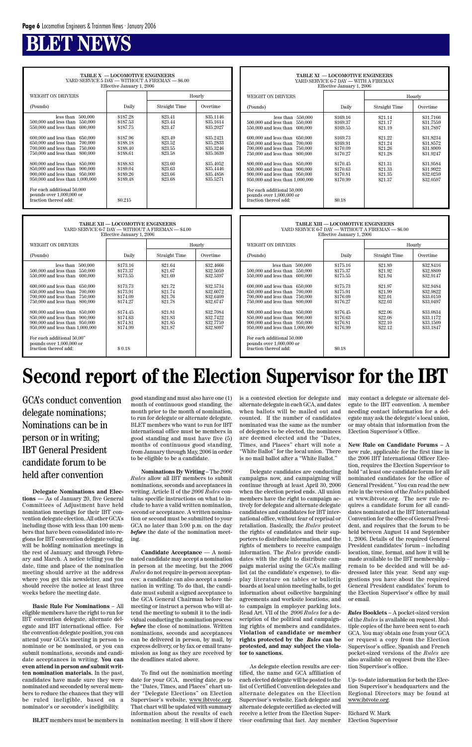# BLET NEWS

**TABLE X — LOCOMOTIVE ENGINEERS**
YARD SERVICE 5 DAY — WITHOUT A FIREMAN — $6.00
Effective January 1, 2006

| WEIGHT ON DRIVERS (Pounds) | Daily | Hourly Straight Time | Hourly Overtime |
|---|---|---|---|
| less than 500,000 | $187.28 | $23.41 | $35.1146 |
| 500,000 and less than 550,000 | $187.53 | $23.44 | $35.1614 |
| 550,000 and less than 600,000 | $187.75 | $23.47 | $35.2027 |
| 600,000 and less than 650,000 | $187.96 | $23.49 | $35.2421 |
| 650,000 and less than 700,000 | $188.18 | $23.52 | $35.2833 |
| 700,000 and less than 750,000 | $188.40 | $23.55 | $35.3246 |
| 750,000 and less than 800,000 | $188.61 | $23.58 | $35.3639 |
| 800,000 and less than 850,000 | $188.83 | $23.60 | $35.4052 |
| 850,000 and less than 900,000 | $189.04 | $23.63 | $35.4446 |
| 900,000 and less than 950,000 | $189.26 | $23.66 | $35.4858 |
| 950,000 and less than 1,000,000 | $189.48 | $23.68 | $35.5271 |
| For each additional 50,000 pounds over 1,000,000 or fraction thereof add: | $0.215 | | |

**TABLE XI — LOCOMOTIVE ENGINEERS**
YARD SERVICE 6-7 DAY — WITH A FIREMAN
Effective January 1, 2006

| WEIGHT ON DRIVERS (Pounds) | Daily | Hourly Straight Time | Hourly Overtime |
|---|---|---|---|
| less than 550,000 | $169.16 | $21.14 | $31.7166 |
| 500,000 and less than 550,000 | $169.37 | $21.17 | $31.7559 |
| 550,000 and less than 600,000 | $169.55 | $21.19 | $31.7897 |
| 600,000 and less than 650,000 | $169.73 | $21.22 | $31.8234 |
| 650,000 and less than 700,000 | $169.91 | $21.24 | $31.8572 |
| 700,000 and less than 750,000 | $170.09 | $21.26 | $31.8909 |
| 750,000 and less than 800,000 | $170.27 | $21.28 | $31.9247 |
| 800,000 and less than 850,000 | $170.45 | $21.31 | $31.9584 |
| 850,000 and less than 900,000 | $170.63 | $21.33 | $31.9922 |
| 900,000 and less than 950,000 | $170.81 | $21.35 | $32.0259 |
| 950,000 and less than 1,000,000 | $170.99 | $21.37 | $32.0597 |
| For each additional 50,000 pounds over 1,000,000 or fraction thereof add: | $0.18 | | |

**TABLE XII — LOCOMOTIVE ENGINEERS**
YARD SERVICE 6-7 DAY — WITHOUT A FIREMAN — $4.00
Effective January 1, 2006

| WEIGHT ON DRIVERS (Pounds) | Daily | Hourly Straight Time | Hourly Overtime |
|---|---|---|---|
| less than 500,000 | $173.16 | $21.64 | $32.4666 |
| 500,000 and less than 550,000 | $173.37 | $21.67 | $32.5059 |
| 550,000 and less than 600,000 | $173.55 | $21.69 | $32.5397 |
| 600,000 and less than 650,000 | $173.73 | $21.72 | $32.5734 |
| 650,000 and less than 700,000 | $173.91 | $21.74 | $32.6072 |
| 700,000 and less than 750,000 | $174.09 | $21.76 | $32.6409 |
| 750,000 and less than 800,000 | $174.27 | $21.78 | $32.6747 |
| 800,000 and less than 850,000 | $174.45 | $21.81 | $32.7084 |
| 850,000 and less than 900,000 | $174.63 | $21.83 | $32.7422 |
| 900,000 and less than 950,000 | $174.81 | $21.85 | $32.7759 |
| 950,000 and less than 1,000,000 | $174.99 | $21.87 | $32.8097 |
| For each additional 50,00" pounds over 1,000,000 or fraction thereof add: | $ 0.18 | | |

**TABLE XIII — LOCOMOTIVE ENGINEERS**
YARD SERVICE 6-7 DAY — WITHOUT A FIREMAN — $6.00
Effective January 1, 2006

| WEIGHT ON DRIVERS (Pounds) | Daily | Hourly Straight Time | Hourly Overtime |
|---|---|---|---|
| less than 500,000 | $175.16 | $21.89 | $32.8416 |
| 500,000 and less than 550,000 | $175.37 | $21.92 | $32.8809 |
| 550,000 and less than 600,000 | $175.55 | $21.94 | $32.9147 |
| 600,000 and less than 650,000 | $175.73 | $21.97 | $32.9484 |
| 650,000 and less than 700,000 | $175.91 | $21.99 | $32.9822 |
| 700,000 and less than 750,000 | $176.09 | $22.01 | $33.0159 |
| 750,000 and less than 800,000 | $176.27 | $22.03 | $33.0497 |
| 800,000 and less than 850,000 | $176.45 | $22.06 | $33.0834 |
| 850,000 and less than 900,000 | $176.63 | $22.08 | $33.1172 |
| 900,000 and less than 950,000 | $176.81 | $22.10 | $33.1509 |
| 950,000 and less than 1,000,000 | $176.99 | $22.12 | $33.1847 |
| For each additional 50,000 pounds over 1,000,000 or fraction thereof add: | $0.18 | | |

# Second report of the Election Supervisor for the IBT

## GCA's conduct convention delegate nominations; Nominations can be in person or in writing; IBT General President candidate forum to be held after convention

**Delegate Nominations and Elections** — As of January 20, five General Committees of Adjustment have held nomination meetings for their IBT convention delegate election. All other GCA's including those with less than 100 members that have been consolidated into regions for IBT convention delegate voting, will be holding nomination meetings in the rest of January, and through February and March. A notice telling you the date, time and place of the nomination meeting should arrive at the address where you get this newsletter, and you should receive the notice at least three weeks before the meeting date.

**Basic Rule For Nominations** – All eligible members have the right to run for IBT convention delegate, alternate delegate and IBT international office. For the convention delegate position, you can attend your GCA's meeting in person to nominate or be nominated, or you can submit nominations, seconds and candidate acceptances in writing. **You can even attend in person *and* submit written nomination materials.** In the past, candidates have made sure they were nominated and seconded by several members to reduce the chances that they will be ruled ineligible, based on a nominator's or seconder's ineligibility.

**BLET** members must be members in good standing and must also have one (1) month of continuous good standing, the month prior to the month of nomination, to run for delegate or alternate delegate. BLET members who want to run for IBT international office must be members in good standing and must have five (5) months of continuous good standing, from January through May, 2006 in order to be eligible to be a candidate.

**Nominations By Writing** – The *2006 Rules* allow all IBT members to submit nominations, seconds and acceptances in writing. Article II of the *2006 Rules* contains specific instructions on what to include to have a valid written nomination, second or acceptance. A written nomination or second must be submitted to your GCA no later than 5:00 p.m. on the day ***before*** the date of the nomination meeting.

**Candidate Acceptance** — A nominated candidate may accept a nomination in person at the meeting, but the *2006 Rules* do not require in-person acceptances: a candidate can also accept a nomination in writing. To do that, the candidate must submit a signed acceptance to the GCA General Chairman before the meeting or instruct a person who will attend the meeting to submit it to the individual conducting the nomination process ***before*** the close of nominations. Written nominations, seconds and acceptances can be delivered in person, by mail, by express delivery, or by fax or email transmission as long as they are received by the deadlines stated above.

To find out the nomination meeting date for your GCA, meeting date, go to the "Dates, Times, and Places" chart under "Delegate Elections" on Election Supervisor's website, www.ibtvote.org. That chart will be updated with summary information about the results of each nomination meeting. It will show if there is a contested election for delegate and alternate delegate in each GCA, and dates when ballots will be mailed out and counted. If the number of candidates nominated was the same as the number of delegates to be elected, the nominees are deemed elected and the "Dates, Times, and Places" chart will note a "White Ballot" for the local union. There is no mail ballot after a "White Ballot."

Delegate candidates are conducting campaigns now, and campaigning will continue through at least April 30, 2006 when the election period ends. All union members have the right to campaign actively for delegate and alternate delegate candidates and candidates for IBT international office, without fear of reprisal or retaliation. Basically, the *Rules* protect the rights of candidates and their supporters to distribute information, and the rights of members to receive campaign information. The *Rules* provide candidates with the right to distribute campaign material using the GCA's mailing list (at the candidate's expense), to display literature on tables or bulletin boards at local union meeting halls, to get information about collective bargaining agreements and worksite locations, and to campaign in employer parking lots. Read Art. VII of the *2006 Rules* for a description of the political and campaigning rights of members and candidates. **Violation of candidate or member rights protected by the *Rules* can be protested, and may subject the violator to sanctions.**

As delegate election results are certified, the name and GCA affiliation of each elected delegate will be posted to the list of Certified Convention delegates and alternate delegates on the Election Supervisor's website. Each delegate and alternate delegate certified as elected will receive a letter from the Election Supervisor confirming that fact. Any member may contact a delegate or alternate delegate to the IBT convention. A member needing contact information for a delegate may ask the delegate's local union, or may obtain that information from the Election Supervisor's Office.

**New Rule on Candidate Forums** – A new rule, applicable for the first time in the 2006 IBT International Officer Election, requires the Election Supervisor to hold "at least one candidate forum for all nominated candidates for the office of General President." You can read the new rule in the version of the *Rules* published at www.ibtvote.org. The new rule requires a candidate forum for all candidates nominated at the IBT International Convention for the office of General President, and requires that the forum to be held between August 14 and September 1, 2006. Details of the required General President candidates' forum – including location, time, format, and how it will be made available to the IBT membership – remain to be decided and will be addressed later this year. Send any suggestions you have about the required General President candidates' forum to the Election Supervisor's office by mail or email.

***Rules* Booklets** – A pocket-sized version of the *Rules* is available on request. Multiple copies of the have been sent to each GCA. You may obtain one from your GCA or request a copy from the Election Supervisor's office. Spanish and French pocket-sized versions of the *Rules* are also available on request from the Election Supervisor's office.

Up- to-date information for both the Election Supervisor's headquarters and the Regional Directors may be found at www.ibtvote.org.

Richard W. Mark
Election Supervisor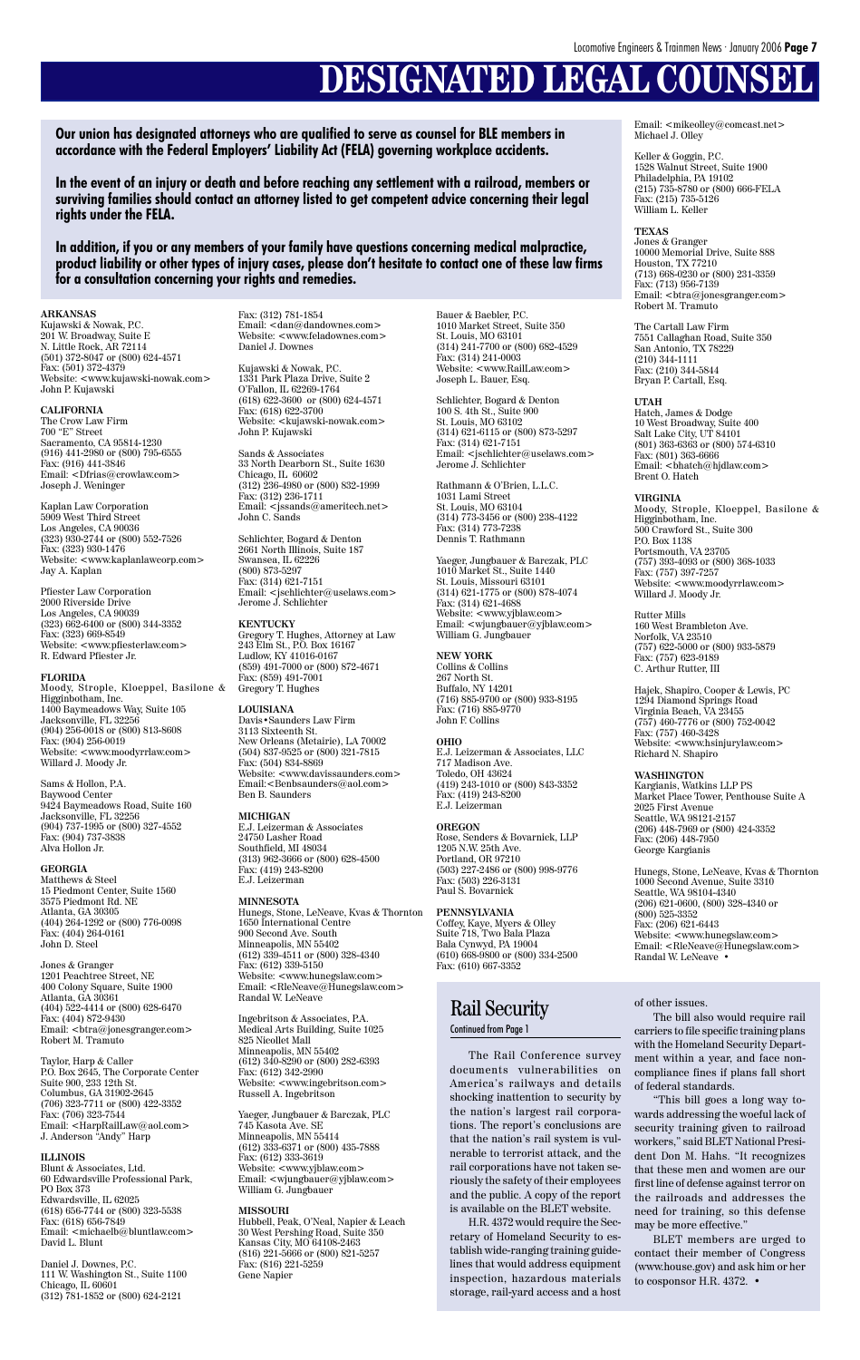# DESIGNATED LEGAL COUNSEL

**Our union has designated attorneys who are qualified to serve as counsel for BLE members in accordance with the Federal Employers' Liability Act (FELA) governing workplace accidents.**

**In the event of an injury or death and before reaching any settlement with a railroad, members or surviving families should contact an attorney listed to get competent advice concerning their legal rights under the FELA.**

**In addition, if you or any members of your family have questions concerning medical malpractice, product liability or other types of injury cases, please don't hesitate to contact one of these law firms for a consultation concerning your rights and remedies.**

**ARKANSAS**

Kujawski & Nowak, P.C.
201 W. Broadway, Suite E
N. Little Rock, AR 72114
(501) 372-8047 or (800) 624-4571
Fax: (501) 372-4379
Website: <www.kujawski-nowak.com>
John P. Kujawski

**CALIFORNIA**

The Crow Law Firm
700 "E" Street
Sacramento, CA 95814-1230
(916) 441-2980 or (800) 795-6555
Fax: (916) 441-3846
Email: <Dfrias@crowlaw.com>
Joseph J. Weninger

Kaplan Law Corporation
5909 West Third Street
Los Angeles, CA 90036
(323) 930-2744 or (800) 552-7526
Fax: (323) 930-1476
Website: <www.kaplanlawcorp.com>
Jay A. Kaplan

Pfiester Law Corporation
2000 Riverside Drive
Los Angeles, CA 90039
(323) 662-6400 or (800) 344-3352
Fax: (323) 669-8549
Website: <www.pfiesterlaw.com>
R. Edward Pfiester Jr.

**FLORIDA**

Moody, Strople, Kloeppel, Basilone & Higginbotham, Inc.
1400 Baymeadows Way, Suite 105
Jacksonville, FL 32256
(904) 256-0018 or (800) 813-8608
Fax: (904) 256-0019
Website: <www.moodyrrlaw.com>
Willard J. Moody Jr.

Sams & Hollon, P.A.
Baywood Center
9424 Baymeadows Road, Suite 160
Jacksonville, FL 32256
(904) 737-1995 or (800) 327-4552
Fax: (904) 737-3838
Alva Hollon Jr.

**GEORGIA**

Matthews & Steel
15 Piedmont Center, Suite 1560
3575 Piedmont Rd. NE
Atlanta, GA 30305
(404) 264-1292 or (800) 776-0098
Fax: (404) 264-0161
John D. Steel

Jones & Granger
1201 Peachtree Street, NE
400 Colony Square, Suite 1900
Atlanta, GA 30361
(404) 522-4414 or (800) 628-6470
Fax: (404) 872-9430
Email: <btra@jonesgranger.com>
Robert M. Tramuto

Taylor, Harp & Caller
P.O. Box 2645, The Corporate Center
Suite 900, 233 12th St.
Columbus, GA 31902-2645
(706) 323-7711 or (800) 422-3352
Fax: (706) 323-7544
Email: <HarpRailLaw@aol.com>
J. Anderson "Andy" Harp

**ILLINOIS**

Blunt & Associates, Ltd.
60 Edwardsville Professional Park, PO Box 373
Edwardsville, IL 62025
(618) 656-7744 or (800) 323-5538
Fax: (618) 656-7849
Email: <michaelb@bluntlaw.com>
David L. Blunt

Daniel J. Downes, P.C.
111 W. Washington St., Suite 1100
Chicago, IL 60601
(312) 781-1852 or (800) 624-2121
Fax: (312) 781-1854
Email: <dan@dandownes.com>
Website: <www.feladownes.com>
Daniel J. Downes

Kujawski & Nowak, P.C.
1331 Park Plaza Drive, Suite 2
O'Fallon, IL 62269-1764
(618) 622-3600 or (800) 624-4571
Fax: (618) 622-3700
Website: <kujawski-nowak.com>
John P. Kujawski

Sands & Associates
33 North Dearborn St., Suite 1630
Chicago, IL 60602
(312) 236-4980 or (800) 832-1999
Fax: (312) 236-1711
Email: <jssands@ameritech.net>
John C. Sands

Schlichter, Bogard & Denton
2661 North Illinois, Suite 187
Swansea, IL 62226
(800) 873-5297
Fax: (314) 621-7151
Email: <jschlichter@uselaws.com>
Jerome J. Schlichter

**KENTUCKY**

Gregory T. Hughes, Attorney at Law
243 Elm St., P.O. Box 16167
Ludlow, KY 41016-0167
(859) 491-7000 or (800) 872-4671
Fax: (859) 491-7001
Gregory T. Hughes

**LOUISIANA**

Davis•Saunders Law Firm
3113 Sixteenth St.
New Orleans (Metairie), LA 70002
(504) 837-9525 or (800) 321-7815
Fax: (504) 834-8869
Website: <www.davissaunders.com>
Email:<Benbsaunders@aol.com>
Ben B. Saunders

**MICHIGAN**

E.J. Leizerman & Associates
24750 Lasher Road
Southfield, MI 48034
(313) 962-3666 or (800) 628-4500
Fax: (419) 243-8200
E.J. Leizerman

**MINNESOTA**

Hunegs, Stone, LeNeave, Kvas & Thornton
1650 International Centre
900 Second Ave. South
Minneapolis, MN 55402
(612) 339-4511 or (800) 328-4340
Fax: (612) 339-5150
Website: <www.hunegslaw.com>
Email: <RleNeave@Hunegslaw.com>
Randal W. LeNeave

Ingebritson & Associates, P.A.
Medical Arts Building, Suite 1025
825 Nicollet Mall
Minneapolis, MN 55402
(612) 340-8290 or (800) 282-6393
Fax: (612) 342-2990
Website: <www.ingebritson.com>
Russell A. Ingebritson

Yaeger, Jungbauer & Barczak, PLC
745 Kasota Ave. SE
Minneapolis, MN 55414
(612) 333-6371 or (800) 435-7888
Fax: (612) 333-3619
Website: <www.yjblaw.com>
Email: <wjungbauer@yjblaw.com>
William G. Jungbauer

**MISSOURI**

Hubbell, Peak, O'Neal, Napier & Leach
30 West Pershing Road, Suite 350
Kansas City, MO 64108-2463
(816) 221-5666 or (800) 821-5257
Fax: (816) 221-5259
Gene Napier

Bauer & Baebler, P.C.
1010 Market Street, Suite 350
St. Louis, MO 63101
(314) 241-7700 or (800) 682-4529
Fax: (314) 241-0003
Website: <www.RailLaw.com>
Joseph L. Bauer, Esq.

Schlichter, Bogard & Denton
100 S. 4th St., Suite 900
St. Louis, MO 63102
(314) 621-6115 or (800) 873-5297
Fax: (314) 621-7151
Email: <jschlichter@uselaws.com>
Jerome J. Schlichter

Rathmann & O'Brien, L.L.C.
1031 Lami Street
St. Louis, MO 63104
(314) 773-3456 or (800) 238-4122
Fax: (314) 773-7238
Dennis T. Rathmann

Yaeger, Jungbauer & Barczak, PLC
1010 Market St., Suite 1440
St. Louis, Missouri 63101
(314) 621-1775 or (800) 878-4074
Fax: (314) 621-4688
Website: <www.yjblaw.com>
Email: <wjungbauer@yjblaw.com>
William G. Jungbauer

**NEW YORK**

Collins & Collins
267 North St.
Buffalo, NY 14201
(716) 885-9700 or (800) 933-8195
Fax: (716) 885-9770
John F. Collins

**OHIO**

E.J. Leizerman & Associates, LLC
717 Madison Ave.
Toledo, OH 43624
(419) 243-1010 or (800) 843-3352
Fax: (419) 243-8200
E.J. Leizerman

**OREGON**

Rose, Senders & Bovarnick, LLP
1205 N.W. 25th Ave.
Portland, OR 97210
(503) 227-2486 or (800) 998-9776
Fax: (503) 226-3131
Paul S. Bovarnick

**PENNSYLVANIA**

Coffey, Kaye, Myers & Olley
Suite 718, Two Bala Plaza
Bala Cynwyd, PA 19004
(610) 668-9800 or (800) 334-2500
Fax: (610) 667-3352
Email: <mikeolley@comcast.net>
Michael J. Olley

Keller & Goggin, P.C.
1528 Walnut Street, Suite 1900
Philadelphia, PA 19102
(215) 735-8780 or (800) 666-FELA
Fax: (215) 735-5126
William L. Keller

**TEXAS**

Jones & Granger
10000 Memorial Drive, Suite 888
Houston, TX 77210
(713) 668-0230 or (800) 231-3359
Fax: (713) 956-7139
Email: <btra@jonesgranger.com>
Robert M. Tramuto

The Cartall Law Firm
7551 Callaghan Road, Suite 350
San Antonio, TX 78229
(210) 344-1111
Fax: (210) 344-5844
Bryan P. Cartall, Esq.

**UTAH**

Hatch, James & Dodge
10 West Broadway, Suite 400
Salt Lake City, UT 84101
(801) 363-6363 or (800) 574-6310
Fax: (801) 363-6666
Email: <bhatch@hjdlaw.com>
Brent O. Hatch

**VIRGINIA**

Moody, Strople, Kloeppel, Basilone & Higginbotham, Inc.
500 Crawford St., Suite 300
P.O. Box 1138
Portsmouth, VA 23705
(757) 393-4093 or (800) 368-1033
Fax: (757) 397-7257
Website: <www.moodyrrlaw.com>
Willard J. Moody Jr.

Rutter Mills
160 West Brambleton Ave.
Norfolk, VA 23510
(757) 622-5000 or (800) 933-5879
Fax: (757) 623-9189
C. Arthur Rutter, III

Hajek, Shapiro, Cooper & Lewis, PC
1294 Diamond Springs Road
Virginia Beach, VA 23455
(757) 460-7776 or (800) 752-0042
Fax: (757) 460-3428
Website: <www.hsinjurylaw.com>
Richard N. Shapiro

**WASHINGTON**

Kargianis, Watkins LLP PS
Market Place Tower, Penthouse Suite A
2025 First Avenue
Seattle, WA 98121-2157
(206) 448-7969 or (800) 424-3352
Fax: (206) 448-7950
George Kargianis

Hunegs, Stone, LeNeave, Kvas & Thornton
1000 Second Avenue, Suite 3310
Seattle, WA 98104-4340
(206) 621-0600, (800) 328-4340 or (800) 525-3352
Fax: (206) 621-6443
Website: <www.hunegslaw.com>
Email: <RleNeave@Hunegslaw.com>
Randal W. LeNeave •

## Rail Security

Continued from Page 1

The Rail Conference survey documents vulnerabilities on America's railways and details shocking inattention to security by the nation's largest rail corporations. The report's conclusions are that the nation's rail system is vulnerable to terrorist attack, and the rail corporations have not taken seriously the safety of their employees and the public. A copy of the report is available on the BLET website.

H.R. 4372 would require the Secretary of Homeland Security to establish wide-ranging training guidelines that would address equipment inspection, hazardous materials storage, rail-yard access and a host of other issues.

The bill also would require rail carriers to file specific training plans with the Homeland Security Department within a year, and face noncompliance fines if plans fall short of federal standards.

"This bill goes a long way towards addressing the woeful lack of security training given to railroad workers," said BLET National President Don M. Hahs. "It recognizes that these men and women are our first line of defense against terror on the railroads and addresses the need for training, so this defense may be more effective."

BLET members are urged to contact their member of Congress (www.house.gov) and ask him or her to cosponsor H.R. 4372. •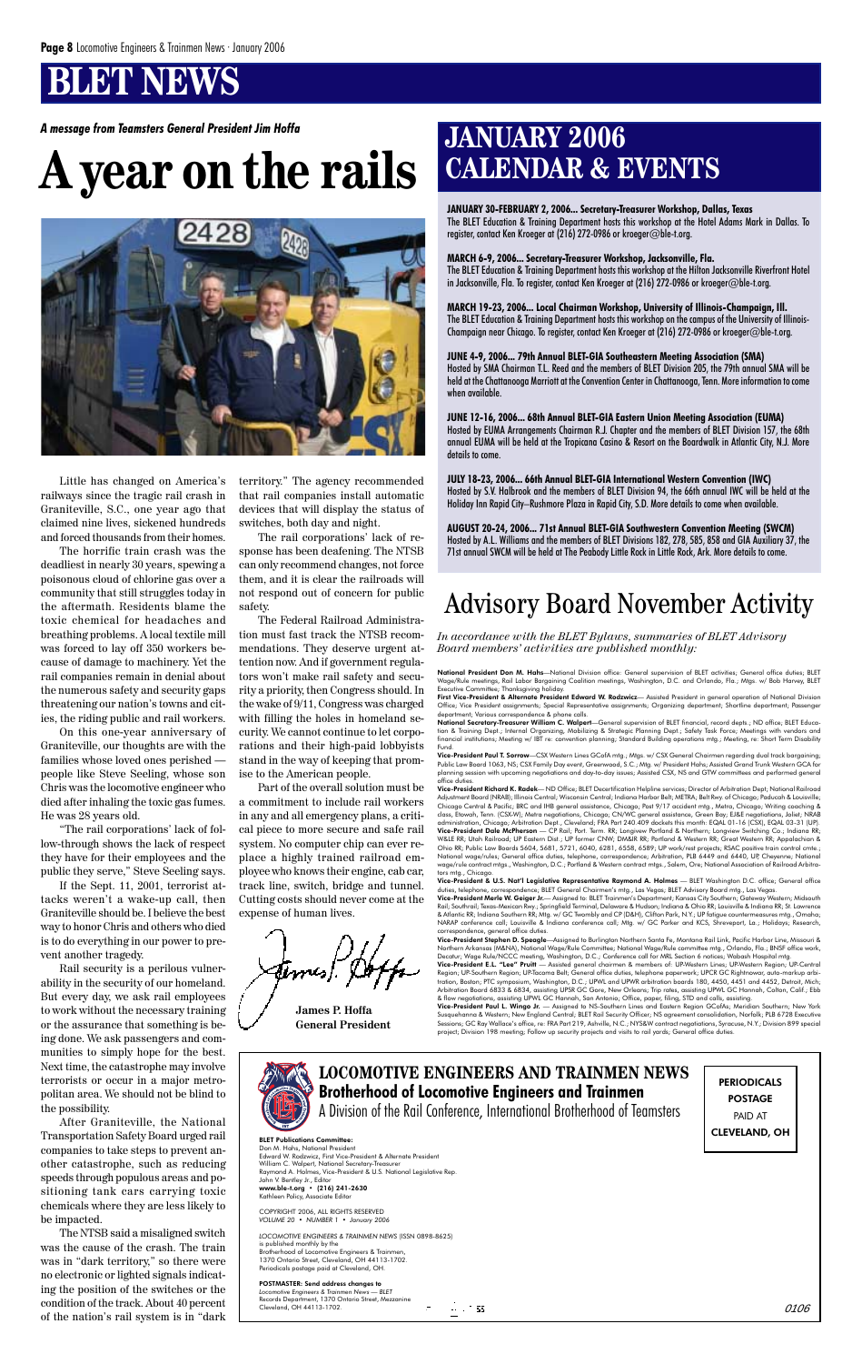# BLET NEWS

*A message from Teamsters General President Jim Hoffa*

# A year on the rails

Little has changed on America's railways since the tragic rail crash in Graniteville, S.C., one year ago that claimed nine lives, sickened hundreds and forced thousands from their homes.

The horrific train crash was the deadliest in nearly 30 years, spewing a poisonous cloud of chlorine gas over a community that still struggles today in the aftermath. Residents blame the toxic chemical for headaches and breathing problems. A local textile mill was forced to lay off 350 workers because of damage to machinery. Yet the rail companies remain in denial about the numerous safety and security gaps threatening our nation's towns and cities, the riding public and rail workers.

On this one-year anniversary of Graniteville, our thoughts are with the families whose loved ones perished — people like Steve Seeling, whose son Chris was the locomotive engineer who died after inhaling the toxic gas fumes. He was 28 years old.

"The rail corporations' lack of follow-through shows the lack of respect they have for their employees and the public they serve," Steve Seeling says.

If the Sept. 11, 2001, terrorist attacks weren't a wake-up call, then Graniteville should be. I believe the best way to honor Chris and others who died is to do everything in our power to prevent another tragedy.

Rail security is a perilous vulnerability in the security of our homeland. But every day, we ask rail employees to work without the necessary training or the assurance that something is being done. We ask passengers and communities to simply hope for the best. Next time, the catastrophe may involve terrorists or occur in a major metropolitan area. We should not be blind to the possibility.

After Graniteville, the National Transportation Safety Board urged rail companies to take steps to prevent another catastrophe, such as reducing speeds through populous areas and positioning tank cars carrying toxic chemicals where they are less likely to be impacted.

The NTSB said a misaligned switch was the cause of the crash. The train was in "dark territory," so there were no electronic or lighted signals indicating the position of the switches or the condition of the track. About 40 percent of the nation's rail system is in "dark territory." The agency recommended that rail companies install automatic devices that will display the status of switches, both day and night.

The rail corporations' lack of response has been deafening. The NTSB can only recommend changes, not force them, and it is clear the railroads will not respond out of concern for public safety.

The Federal Railroad Administration must fast track the NTSB recommendations. They deserve urgent attention now. And if government regulators won't make rail safety and security a priority, then Congress should. In the wake of 9/11, Congress was charged with filling the holes in homeland security. We cannot continue to let corporations and their high-paid lobbyists stand in the way of keeping that promise to the American people.

Part of the overall solution must be a commitment to include rail workers in any and all emergency plans, a critical piece to more secure and safe rail system. No computer chip can ever replace a highly trained railroad employee who knows their engine, cab car, track line, switch, bridge and tunnel. Cutting costs should never come at the expense of human lives.

James P. Hoffa
General President

# JANUARY 2006 CALENDAR & EVENTS

**JANUARY 30-FEBRUARY 2, 2006... Secretary-Treasurer Workshop, Dallas, Texas**
The BLET Education & Training Department hosts this workshop at the Hotel Adams Mark in Dallas. To register, contact Ken Kroeger at (216) 272-0986 or kroeger@ble-t.org.

**MARCH 6-9, 2006... Secretary-Treasurer Workshop, Jacksonville, Fla.**
The BLET Education & Training Department hosts this workshop at the Hilton Jacksonville Riverfront Hotel in Jacksonville, Fla. To register, contact Ken Kroeger at (216) 272-0986 or kroeger@ble-t.org.

**MARCH 19-23, 2006... Local Chairman Workshop, University of Illinois-Champaign, Ill.**
The BLET Education & Training Department hosts this workshop on the campus of the University of Illinois-Champaign near Chicago. To register, contact Ken Kroeger at (216) 272-0986 or kroeger@ble-t.org.

**JUNE 4-9, 2006... 79th Annual BLET-GIA Southeastern Meeting Association (SMA)**
Hosted by SMA Chairman T.L. Reed and the members of BLET Division 205, the 79th annual SMA will be held at the Chattanooga Marriott at the Convention Center in Chattanooga, Tenn. More information to come when available.

**JUNE 12-16, 2006... 68th Annual BLET-GIA Eastern Union Meeting Association (EUMA)**
Hosted by EUMA Arrangements Chairman R.J. Chapter and the members of BLET Division 157, the 68th annual EUMA will be held at the Tropicana Casino & Resort on the Boardwalk in Atlantic City, N.J. More details to come.

**JULY 18-23, 2006... 66th Annual BLET-GIA International Western Convention (IWC)**
Hosted by S.V. Halbrook and the members of BLET Division 94, the 66th annual IWC will be held at the Holiday Inn Rapid City–Rushmore Plaza in Rapid City, S.D. More details to come when available.

**AUGUST 20-24, 2006... 71st Annual BLET-GIA Southwestern Convention Meeting (SWCM)**
Hosted by A.L. Williams and the members of BLET Divisions 182, 278, 585, 858 and GIA Auxiliary 37, the 71st annual SWCM will be held at The Peabody Little Rock in Little Rock, Ark. More details to come.

# Advisory Board November Activity

*In accordance with the BLET Bylaws, summaries of BLET Advisory Board members' activities are published monthly:*

**National President Don M. Hahs**—National Division office: General supervision of BLET activities; General office duties; BLET Wage/Rule meetings, Rail Labor Bargaining Coalition meetings, Washington, D.C. and Orlando, Fla.; Mtgs. w/ Bob Harvey, BLET Executive Committee; Thanksgiving holiday.

**First Vice-President & Alternate President Edward W. Rodzwicz**— Assisted President in general operation of National Division Office; Vice President assignments; Special Representative assignments; Organizing department; Shortline department; Passenger department; Various correspondence & phone calls.

**National Secretary-Treasurer William C. Walpert**—General supervision of BLET financial, record depts.; ND office; BLET Education & Training Dept.; Internal Organizing, Mobilizing & Strategic Planning Dept.; Safety Task Force; Meetings with vendors and financial institutions; Meeting w/ IBT re: convention planning; Standard Building operations mtg.; Meeting, re: Short Term Disability Fund.

**Vice-President Paul T. Sorrow**—CSX Western Lines GCofA mtg.; Mtgs. w/ CSX General Chairmen regarding dual track bargaining; Public Law Board 1063, NS; CSX Family Day event, Greenwood, S.C.; Mtg. w/ President Hahs; Assisted Grand Trunk Western GCA for planning session with upcoming negotiations and day-to-day issues; Assisted CSX, NS and GTW committees and performed general office duties.

**Vice-President Richard K. Radek**— ND Office; BLET Decertification Helpline services; Director of Arbitration Dept; National Railroad Adjustment Board (NRAB); Illinois Central; Wisconsin Central; Indiana Harbor Belt; METRA; Belt Rwy. of Chicago; Paducah & Louisville; Chicago Central & Pacific; BRC and IHB general assistance, Chicago; Post 9/17 accident mtg., Metra, Chicago; Writing coaching & class, Etowah, Tenn. (CSX-W); Metra negotiations, Chicago; CN/WC general assistance, Green Bay; EJ&E negotiations, Joliet; NRAB administration, Chicago; Arbitration Dept., Cleveland; FRA Part 240.409 dockets this month: EQAL 01-16 (CSX), EQAL 03-31 (UP).

**Vice-President Dale McPherson** — CP Rail; Port. Term. RR; Longview Portland & Northern; Longview Switching Co.; Indiana RR; W&LE RR; Utah Railroad; UP Eastern Dist.; UP former CNW; DM&IR RR; Portland & Western RR; Great Western RR; Appalachian & Ohio RR; Public Law Boards 5604, 5681, 5721, 6040, 6281, 6558, 6589; UP work/rest projects; RSAC positive train control cmte.; National wage/rules; General office duties, telephone, correspondence; Arbitration, PLB 6449 and 6440, UP, Cheyenne; National wage/rule contract mtgs., Washington, D.C.; Portland & Western contract mtgs., Salem, Ore; National Association of Railroad Arbitrators mtg., Chicago.

**Vice-President & U.S. Nat'l Legislative Representative Raymond A. Holmes** — BLET Washington D.C. office; General office duties, telephone, correspondence; BLET General Chairmen's mtg., Las Vegas; BLET Advisory Board mtg., Las Vegas.

**Vice-President Merle W. Geiger Jr.**— Assigned to: BLET Trainmen's Department; Kansas City Southern; Gateway Western; Midsouth Rail; Southrail; Texas-Mexican Rwy.; Springfield Terminal, Delaware & Hudson; Indiana & Ohio RR; Louisville & Indiana RR; St. Lawrence & Atlantic RR; Indiana Southern RR; Mtg. w/ GC Twombly and CP (D&H), Clifton Park, N.Y.; UP fatigue countermeasures mtg., Omaha; NARAP conference call; Louisville & Indiana conference call; Mtg. w/ GC Parker and KCS, Shreveport, La.; Holidays; Research, correspondence, general office duties.

**Vice-President Stephen D. Speagle**—Assigned to Burlington Northern Santa Fe, Montana Rail Link, Pacific Harbor Line, Missouri & Northern Arkansas (M&NA), National Wage/Rule Committee; National Wage/Rule committee mtg., Orlando, Fla.; BNSF office work, Decatur; Wage Rule/NCCC meeting, Washington, D.C.; Conference call for MRL Section 6 notices; Wabash Hospital mtg.

**Vice-President E.L. "Lee" Pruitt** — Assisted general chairmen & members of: UP-Western Lines; UP-Western Region; UP-Central Region; UP-Southern Region; UP-Tacoma Belt; General office duties, telephone paperwork; UPCR GC Rightnowar, auto-markup arbitration, Boston; PTC symposium, Washington, D.C.; UPWL and UPWR arbitration boards 180, 4450, 4451 and 4452, Detroit, Mich; Arbitration Board 6833 & 6834, assisting UPSR GC Gore, New Orleans; Trip rates, assisting UPWL GC Hannah, Colton, Calif.; Ebb & flow negotiations, assisting UPWL GC Hannah, San Antonio; Office, paper, filing, STD and calls, assisting.

**Vice-President Paul L. Wingo Jr.** — Assigned to NS-Southern Lines and Eastern Region GCofAs; Meridian Southern; New York Susquehanna & Western; New England Central; BLET Rail Security Officer; NS agreement consolidation, Norfolk; PLB 6728 Executive Sessions; GC Ray Wallace's office, re: FRA Part 219, Ashville, N.C.; NYS&W contract negotiations, Syracuse, N.Y.; Division 899 special project; Division 198 meeting; Follow up security projects and visits to rail yards; General office duties.

## LOCOMOTIVE ENGINEERS AND TRAINMEN NEWS
**Brotherhood of Locomotive Engineers and Trainmen**
A Division of the Rail Conference, International Brotherhood of Teamsters

**PERIODICALS POSTAGE**
PAID AT
**CLEVELAND, OH**

**BLET Publications Committee:**
Don M. Hahs, National President
Edward W. Rodzwicz, First Vice-President & Alternate President
William C. Walpert, National Secretary-Treasurer
Raymond A. Holmes, Vice-President & U.S. National Legislative Rep.
John V. Bentley Jr., Editor
**www.ble-t.org • (216) 241-2630**
Kathleen Policy, Associate Editor

COPYRIGHT 2006, ALL RIGHTS RESERVED
*VOLUME 20 • NUMBER 1 • January 2006*

*LOCOMOTIVE ENGINEERS & TRAINMEN NEWS* (ISSN 0898-8625) is published monthly by the Brotherhood of Locomotive Engineers & Trainmen, 1370 Ontario Street, Cleveland, OH 44113-1702. Periodicals postage paid at Cleveland, OH.

**POSTMASTER: Send address changes to** *Locomotive Engineers & Trainmen News — BLET* Records Department, 1370 Ontario Street, Mezzanine Cleveland, OH 44113-1702.

0106